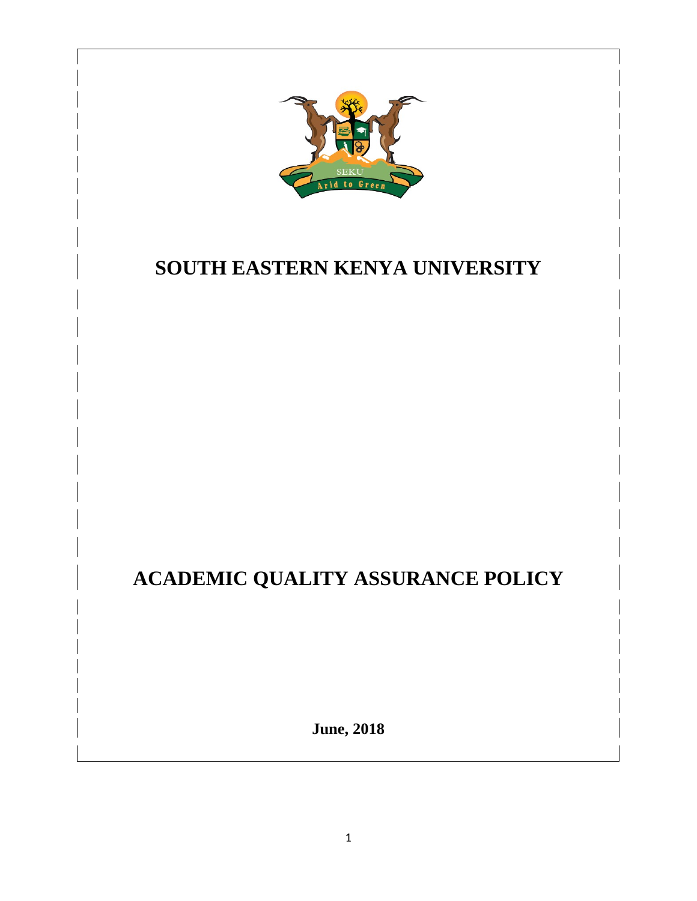# SOUTH EASTERN KENYA UNIVERSITY

# ACADEMIC QUALITY ASSURANCE POLICY

**June, 2018**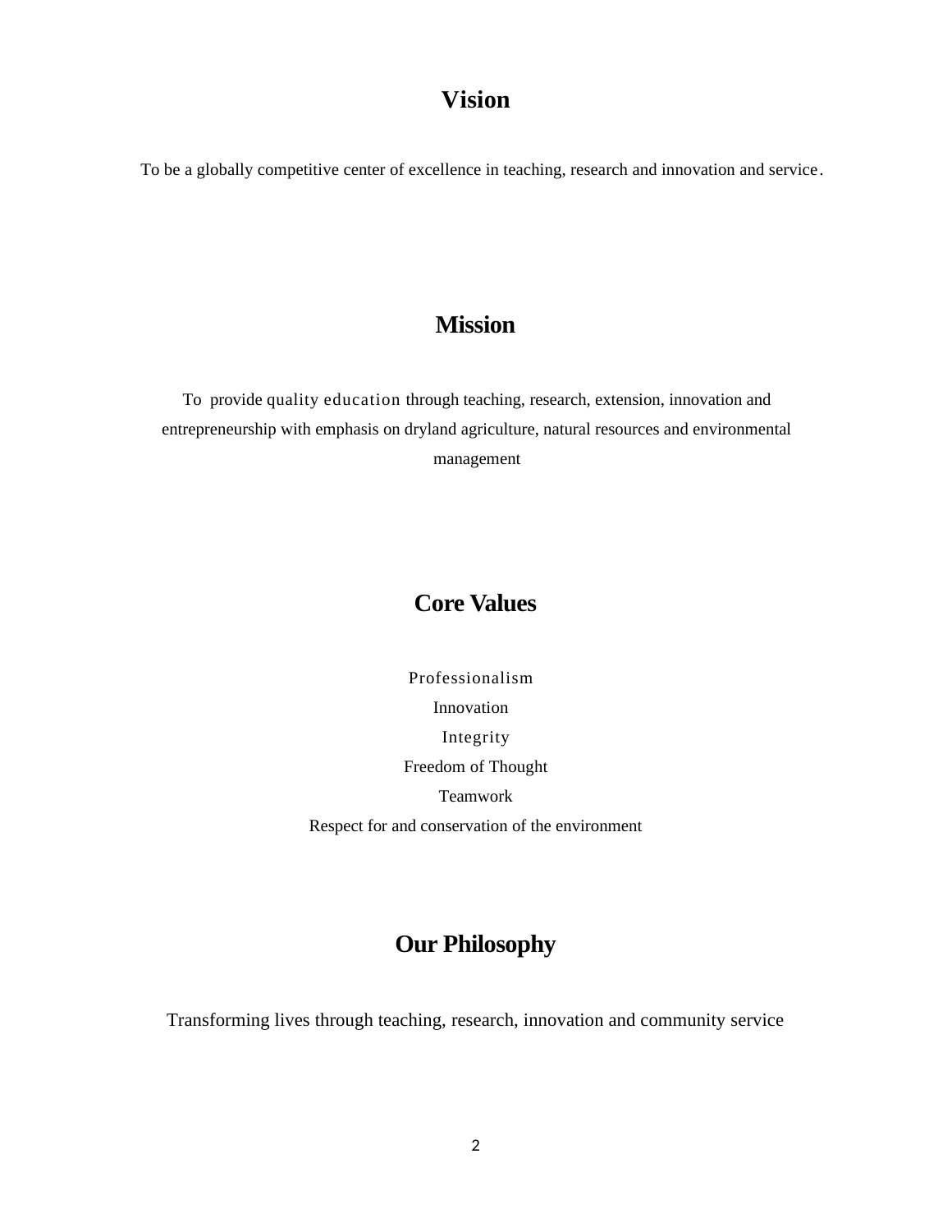# Vision

To be a globally competitive center of excellence in teaching, research and innovation and service.

# Mission

To provide quality education through teaching, research, extension, innovation and entrepreneurship with emphasis on dryland agriculture, natural resources and environmental management

# Core Values

Professionalism

Innovation

Integrity

Freedom of Thought

Teamwork

Respect for and conservation of the environment

# Our Philosophy

Transforming lives through teaching, research, innovation and community service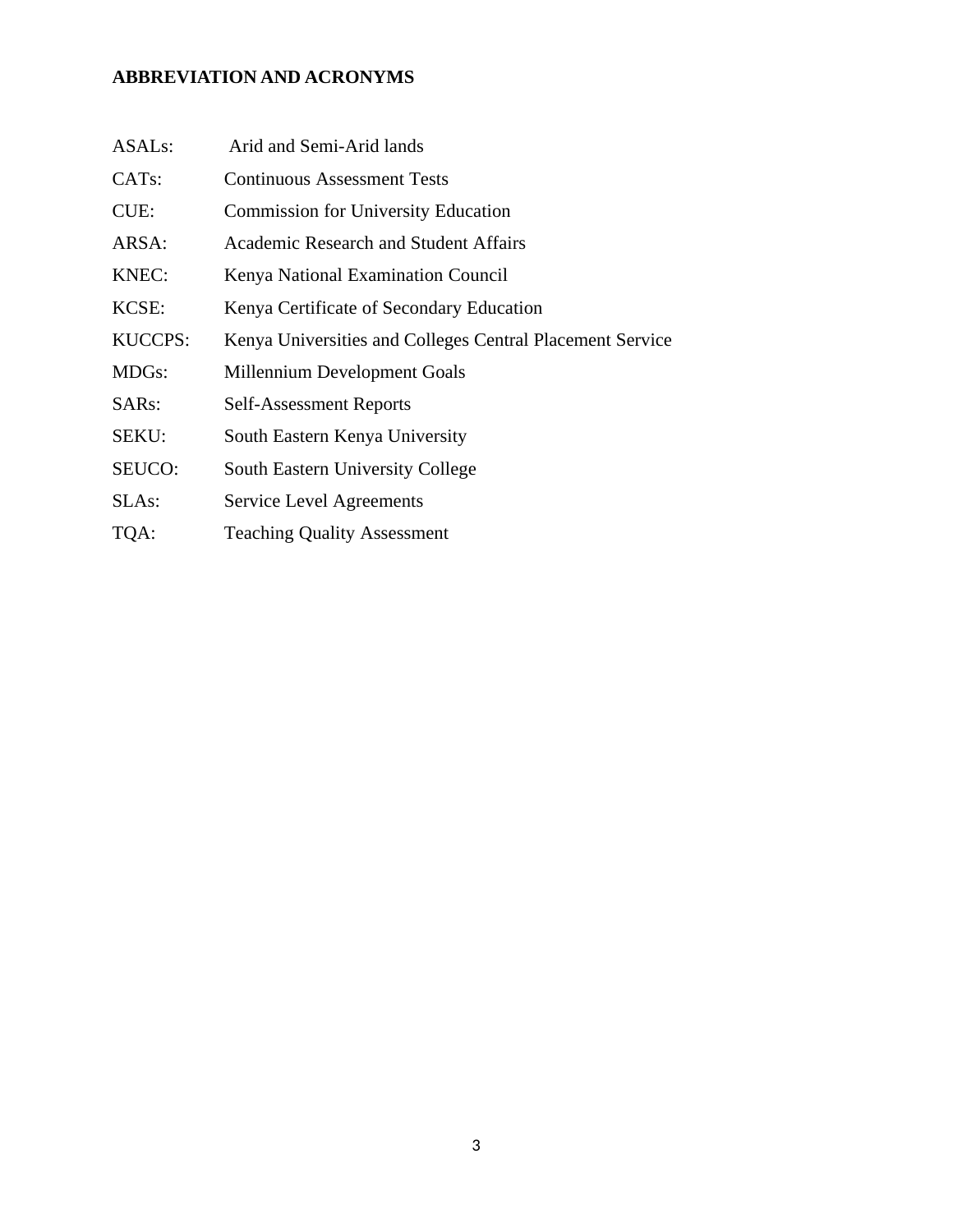## ABBREVIATION AND ACRONYMS

| | |
|---|---|
| ASALs: | Arid and Semi-Arid lands |
| CATs: | Continuous Assessment Tests |
| CUE: | Commission for University Education |
| ARSA: | Academic Research and Student Affairs |
| KNEC: | Kenya National Examination Council |
| KCSE: | Kenya Certificate of Secondary Education |
| KUCCPS: | Kenya Universities and Colleges Central Placement Service |
| MDGs: | Millennium Development Goals |
| SARs: | Self-Assessment Reports |
| SEKU: | South Eastern Kenya University |
| SEUCO: | South Eastern University College |
| SLAs: | Service Level Agreements |
| TQA: | Teaching Quality Assessment |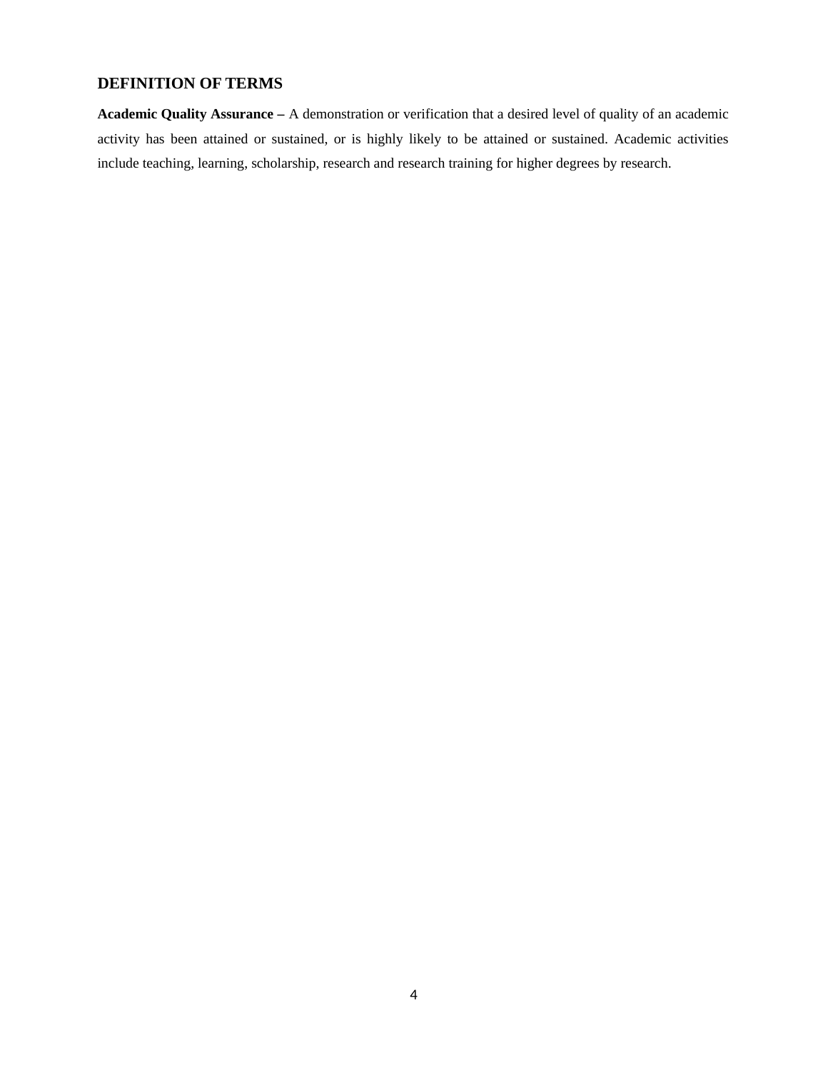## DEFINITION OF TERMS

**Academic Quality Assurance –** A demonstration or verification that a desired level of quality of an academic activity has been attained or sustained, or is highly likely to be attained or sustained. Academic activities include teaching, learning, scholarship, research and research training for higher degrees by research.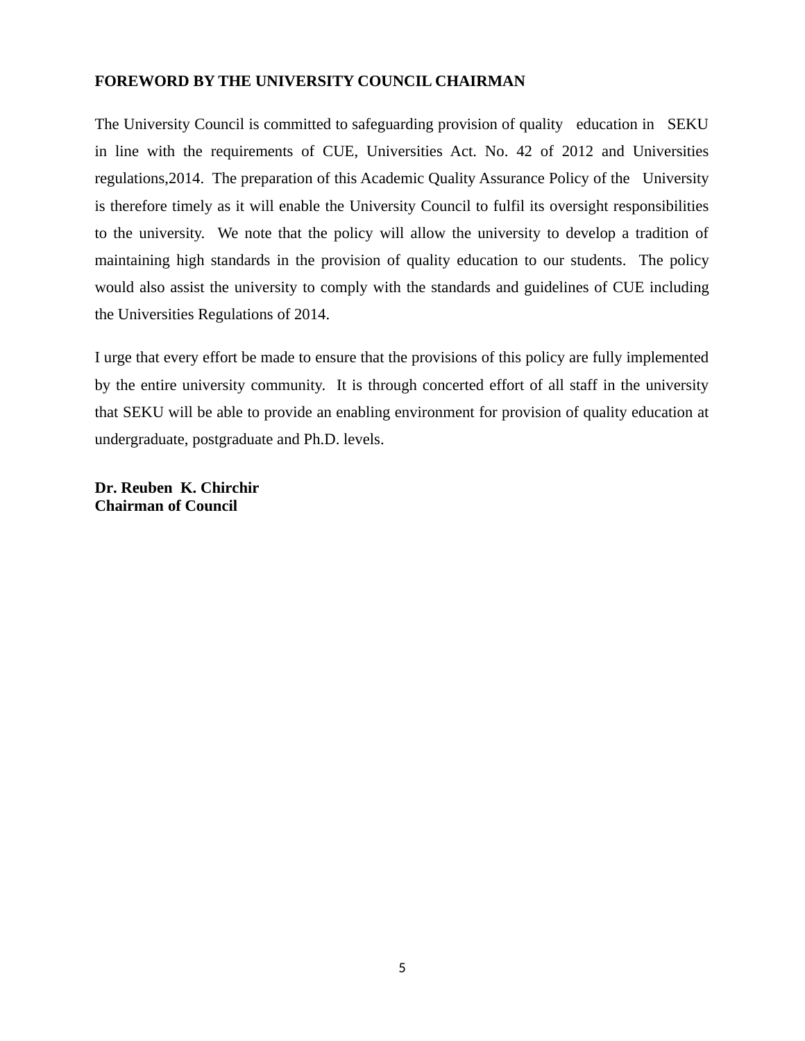## FOREWORD BY THE UNIVERSITY COUNCIL CHAIRMAN

The University Council is committed to safeguarding provision of quality education in SEKU in line with the requirements of CUE, Universities Act. No. 42 of 2012 and Universities regulations,2014. The preparation of this Academic Quality Assurance Policy of the University is therefore timely as it will enable the University Council to fulfil its oversight responsibilities to the university. We note that the policy will allow the university to develop a tradition of maintaining high standards in the provision of quality education to our students. The policy would also assist the university to comply with the standards and guidelines of CUE including the Universities Regulations of 2014.

I urge that every effort be made to ensure that the provisions of this policy are fully implemented by the entire university community. It is through concerted effort of all staff in the university that SEKU will be able to provide an enabling environment for provision of quality education at undergraduate, postgraduate and Ph.D. levels.

**Dr. Reuben K. Chirchir**
**Chairman of Council**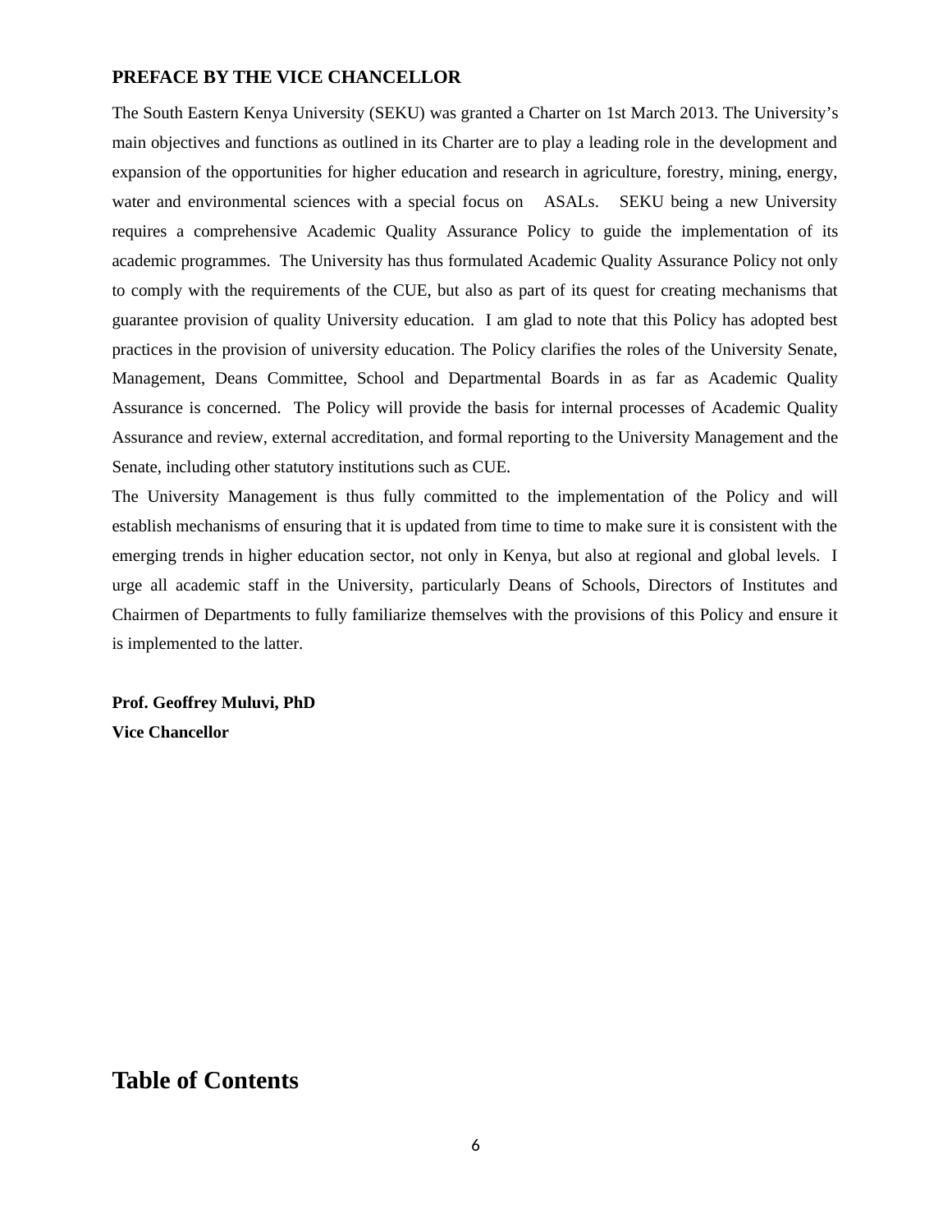## PREFACE BY THE VICE CHANCELLOR

The South Eastern Kenya University (SEKU) was granted a Charter on 1st March 2013. The University's main objectives and functions as outlined in its Charter are to play a leading role in the development and expansion of the opportunities for higher education and research in agriculture, forestry, mining, energy, water and environmental sciences with a special focus on ASALs. SEKU being a new University requires a comprehensive Academic Quality Assurance Policy to guide the implementation of its academic programmes. The University has thus formulated Academic Quality Assurance Policy not only to comply with the requirements of the CUE, but also as part of its quest for creating mechanisms that guarantee provision of quality University education. I am glad to note that this Policy has adopted best practices in the provision of university education. The Policy clarifies the roles of the University Senate, Management, Deans Committee, School and Departmental Boards in as far as Academic Quality Assurance is concerned. The Policy will provide the basis for internal processes of Academic Quality Assurance and review, external accreditation, and formal reporting to the University Management and the Senate, including other statutory institutions such as CUE.

The University Management is thus fully committed to the implementation of the Policy and will establish mechanisms of ensuring that it is updated from time to time to make sure it is consistent with the emerging trends in higher education sector, not only in Kenya, but also at regional and global levels. I urge all academic staff in the University, particularly Deans of Schools, Directors of Institutes and Chairmen of Departments to fully familiarize themselves with the provisions of this Policy and ensure it is implemented to the latter.

**Prof. Geoffrey Muluvi, PhD**
**Vice Chancellor**

# Table of Contents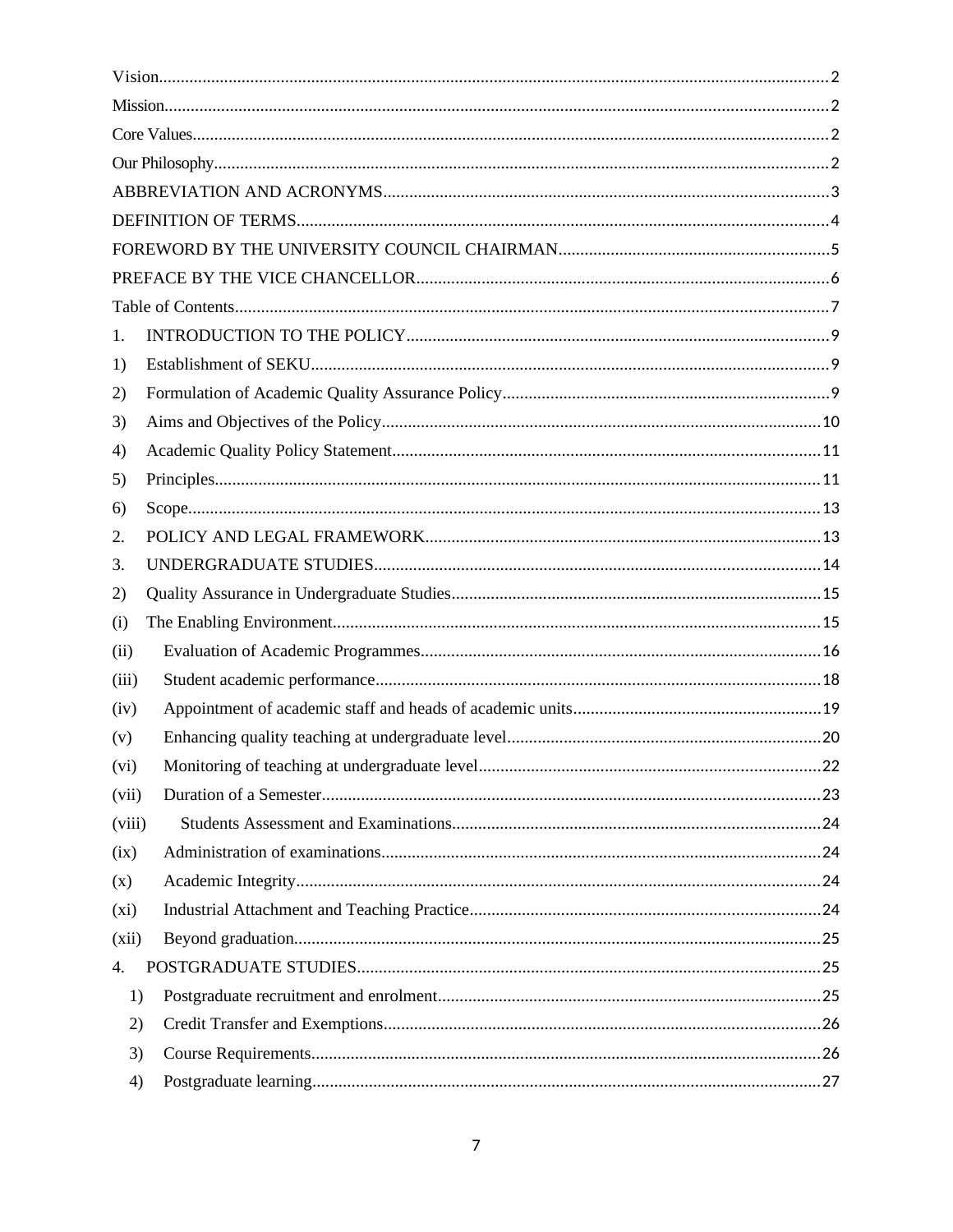Vision........................................................................................................................................2

Mission.......................................................................................................................................2

Core Values.................................................................................................................................2

Our Philosophy...........................................................................................................................2

ABBREVIATION AND ACRONYMS.....................................................................................3

DEFINITION OF TERMS.........................................................................................................4

FOREWORD BY THE UNIVERSITY COUNCIL CHAIRMAN.............................................5

PREFACE BY THE VICE CHANCELLOR.............................................................................6

Table of Contents.......................................................................................................................7

1. INTRODUCTION TO THE POLICY................................................................................9

1) Establishment of SEKU......................................................................................................9

2) Formulation of Academic Quality Assurance Policy..........................................................9

3) Aims and Objectives of the Policy....................................................................................10

4) Academic Quality Policy Statement.................................................................................11

5) Principles.........................................................................................................................11

6) Scope................................................................................................................................13

2. POLICY AND LEGAL FRAMEWORK..........................................................................13

3. UNDERGRADUATE STUDIES.....................................................................................14

2) Quality Assurance in Undergraduate Studies....................................................................15

(i) The Enabling Environment...............................................................................................15

(ii) Evaluation of Academic Programmes...........................................................................16

(iii) Student academic performance.....................................................................................18

(iv) Appointment of academic staff and heads of academic units.........................................19

(v) Enhancing quality teaching at undergraduate level.......................................................20

(vi) Monitoring of teaching at undergraduate level..............................................................22

(vii) Duration of a Semester..................................................................................................23

(viii) Students Assessment and Examinations....................................................................24

(ix) Administration of examinations....................................................................................24

(x) Academic Integrity........................................................................................................24

(xi) Industrial Attachment and Teaching Practice................................................................24

(xii) Beyond graduation........................................................................................................25

4. POSTGRADUATE STUDIES..........................................................................................25

1) Postgraduate recruitment and enrolment.......................................................................25

2) Credit Transfer and Exemptions...................................................................................26

3) Course Requirements....................................................................................................26

4) Postgraduate learning....................................................................................................27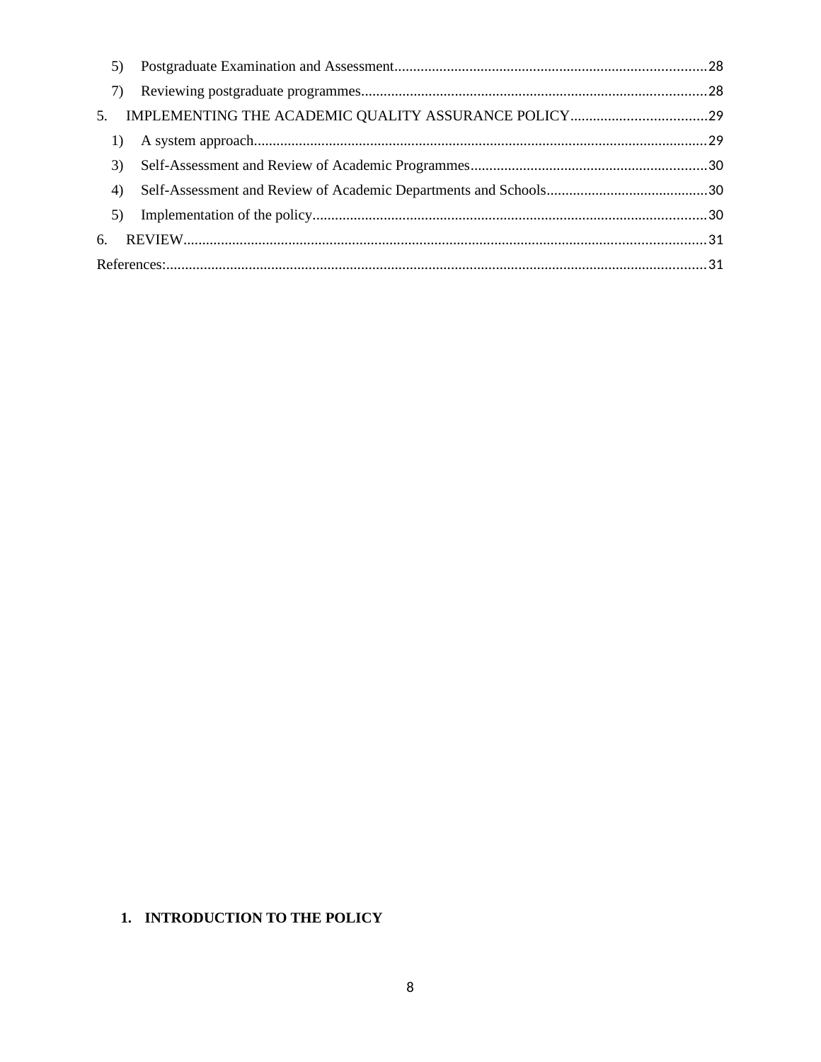5) Postgraduate Examination and Assessment....................................................................................28

7) Reviewing postgraduate programmes...........................................................................................28

5. IMPLEMENTING THE ACADEMIC QUALITY ASSURANCE POLICY....................................29

1) A system approach........................................................................................................................29

3) Self-Assessment and Review of Academic Programmes...............................................................30

4) Self-Assessment and Review of Academic Departments and Schools..........................................30

5) Implementation of the policy.........................................................................................................30

6. REVIEW..........................................................................................................................................31

References:...............................................................................................................................................31

# 1. INTRODUCTION TO THE POLICY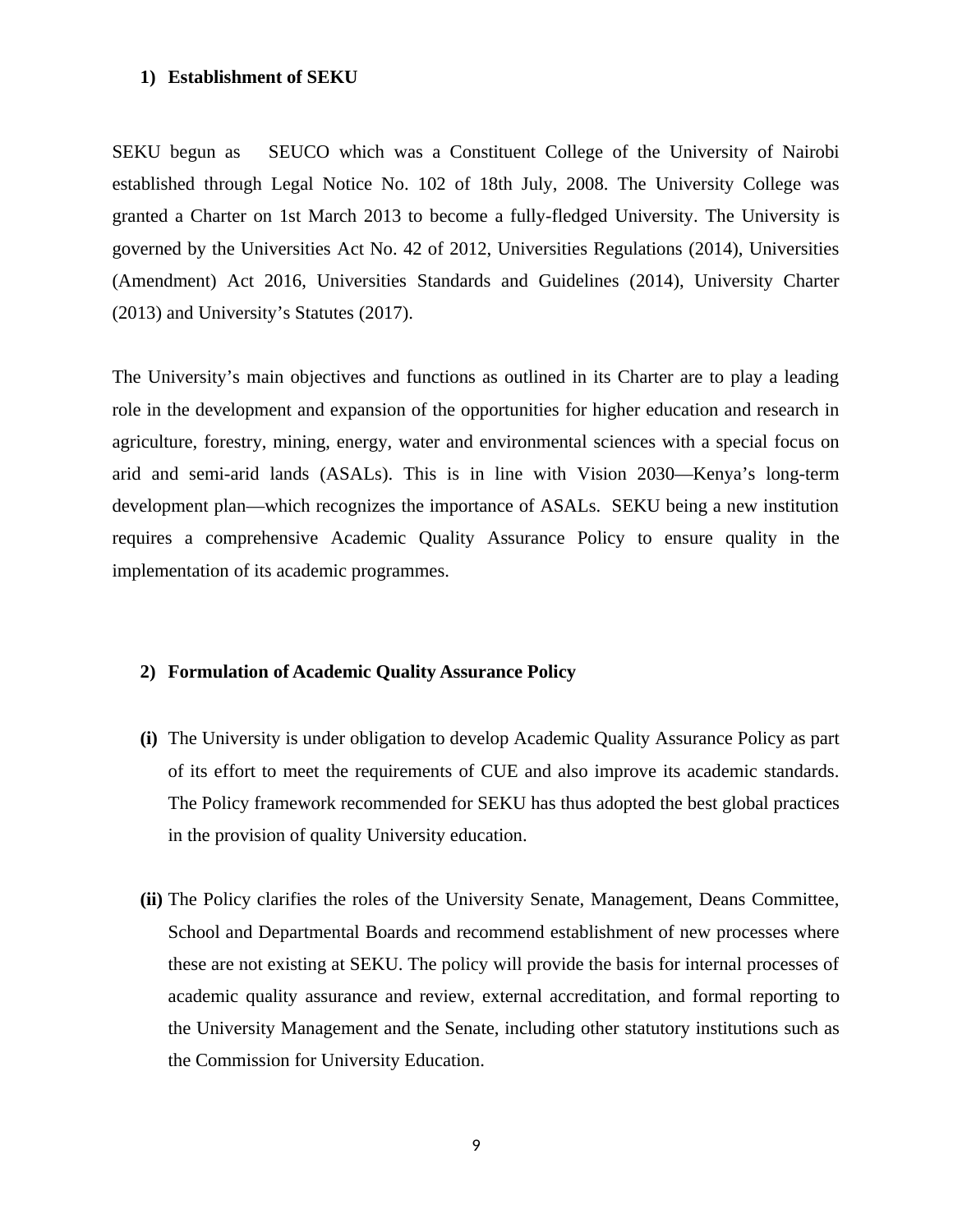### 1) Establishment of SEKU

SEKU begun as SEUCO which was a Constituent College of the University of Nairobi established through Legal Notice No. 102 of 18th July, 2008. The University College was granted a Charter on 1st March 2013 to become a fully-fledged University. The University is governed by the Universities Act No. 42 of 2012, Universities Regulations (2014), Universities (Amendment) Act 2016, Universities Standards and Guidelines (2014), University Charter (2013) and University's Statutes (2017).

The University's main objectives and functions as outlined in its Charter are to play a leading role in the development and expansion of the opportunities for higher education and research in agriculture, forestry, mining, energy, water and environmental sciences with a special focus on arid and semi-arid lands (ASALs). This is in line with Vision 2030—Kenya's long-term development plan—which recognizes the importance of ASALs. SEKU being a new institution requires a comprehensive Academic Quality Assurance Policy to ensure quality in the implementation of its academic programmes.

### 2) Formulation of Academic Quality Assurance Policy

**(i)** The University is under obligation to develop Academic Quality Assurance Policy as part of its effort to meet the requirements of CUE and also improve its academic standards. The Policy framework recommended for SEKU has thus adopted the best global practices in the provision of quality University education.

**(ii)** The Policy clarifies the roles of the University Senate, Management, Deans Committee, School and Departmental Boards and recommend establishment of new processes where these are not existing at SEKU. The policy will provide the basis for internal processes of academic quality assurance and review, external accreditation, and formal reporting to the University Management and the Senate, including other statutory institutions such as the Commission for University Education.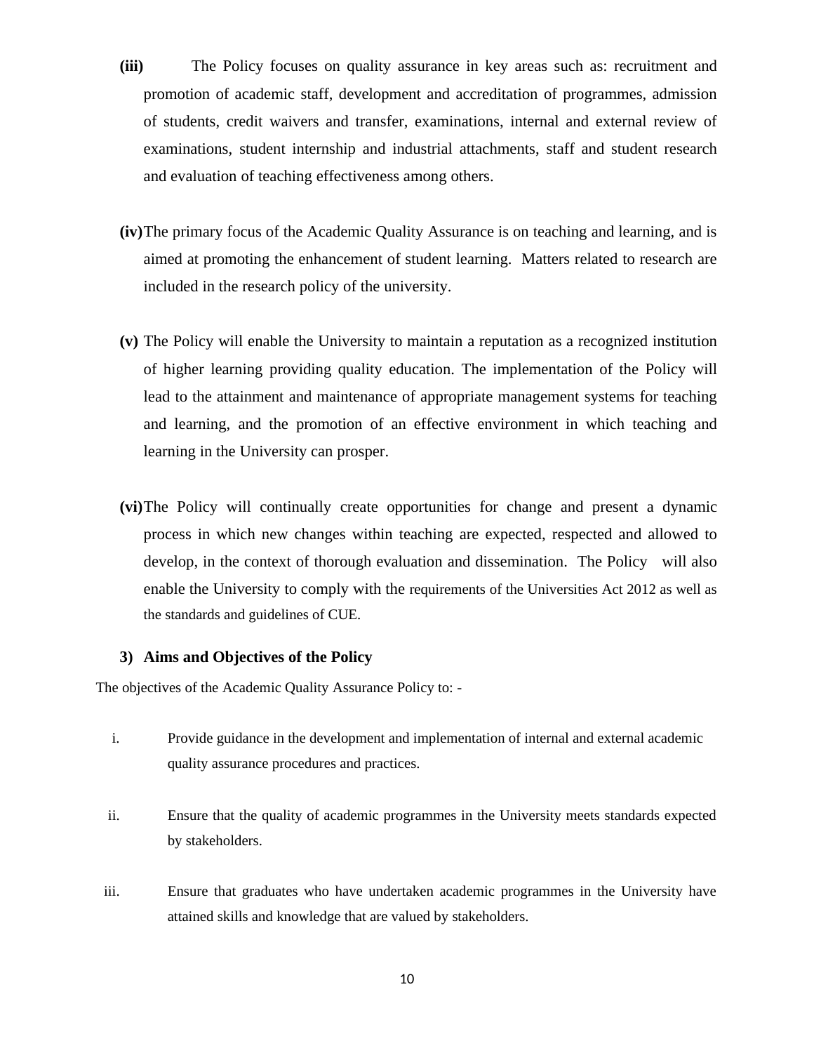**(iii)** The Policy focuses on quality assurance in key areas such as: recruitment and promotion of academic staff, development and accreditation of programmes, admission of students, credit waivers and transfer, examinations, internal and external review of examinations, student internship and industrial attachments, staff and student research and evaluation of teaching effectiveness among others.

**(iv)** The primary focus of the Academic Quality Assurance is on teaching and learning, and is aimed at promoting the enhancement of student learning. Matters related to research are included in the research policy of the university.

**(v)** The Policy will enable the University to maintain a reputation as a recognized institution of higher learning providing quality education. The implementation of the Policy will lead to the attainment and maintenance of appropriate management systems for teaching and learning, and the promotion of an effective environment in which teaching and learning in the University can prosper.

**(vi)** The Policy will continually create opportunities for change and present a dynamic process in which new changes within teaching are expected, respected and allowed to develop, in the context of thorough evaluation and dissemination. The Policy will also enable the University to comply with the requirements of the Universities Act 2012 as well as the standards and guidelines of CUE.

### 3) Aims and Objectives of the Policy

The objectives of the Academic Quality Assurance Policy to: -

i. Provide guidance in the development and implementation of internal and external academic quality assurance procedures and practices.

ii. Ensure that the quality of academic programmes in the University meets standards expected by stakeholders.

iii. Ensure that graduates who have undertaken academic programmes in the University have attained skills and knowledge that are valued by stakeholders.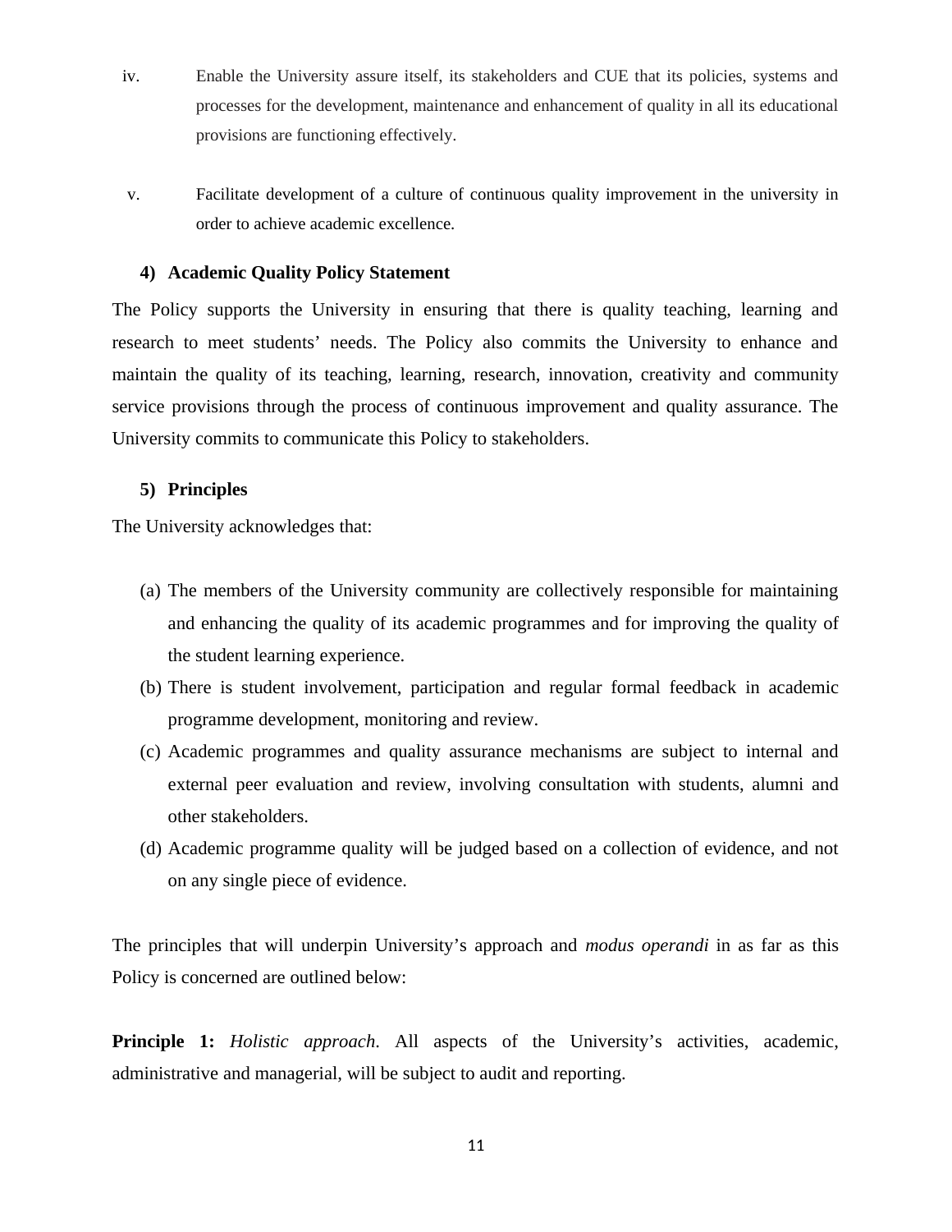iv. Enable the University assure itself, its stakeholders and CUE that its policies, systems and processes for the development, maintenance and enhancement of quality in all its educational provisions are functioning effectively.

v. Facilitate development of a culture of continuous quality improvement in the university in order to achieve academic excellence.

### 4) Academic Quality Policy Statement

The Policy supports the University in ensuring that there is quality teaching, learning and research to meet students' needs. The Policy also commits the University to enhance and maintain the quality of its teaching, learning, research, innovation, creativity and community service provisions through the process of continuous improvement and quality assurance. The University commits to communicate this Policy to stakeholders.

### 5) Principles

The University acknowledges that:

(a) The members of the University community are collectively responsible for maintaining and enhancing the quality of its academic programmes and for improving the quality of the student learning experience.

(b) There is student involvement, participation and regular formal feedback in academic programme development, monitoring and review.

(c) Academic programmes and quality assurance mechanisms are subject to internal and external peer evaluation and review, involving consultation with students, alumni and other stakeholders.

(d) Academic programme quality will be judged based on a collection of evidence, and not on any single piece of evidence.

The principles that will underpin University's approach and *modus operandi* in as far as this Policy is concerned are outlined below:

**Principle 1:** *Holistic approach*. All aspects of the University's activities, academic, administrative and managerial, will be subject to audit and reporting.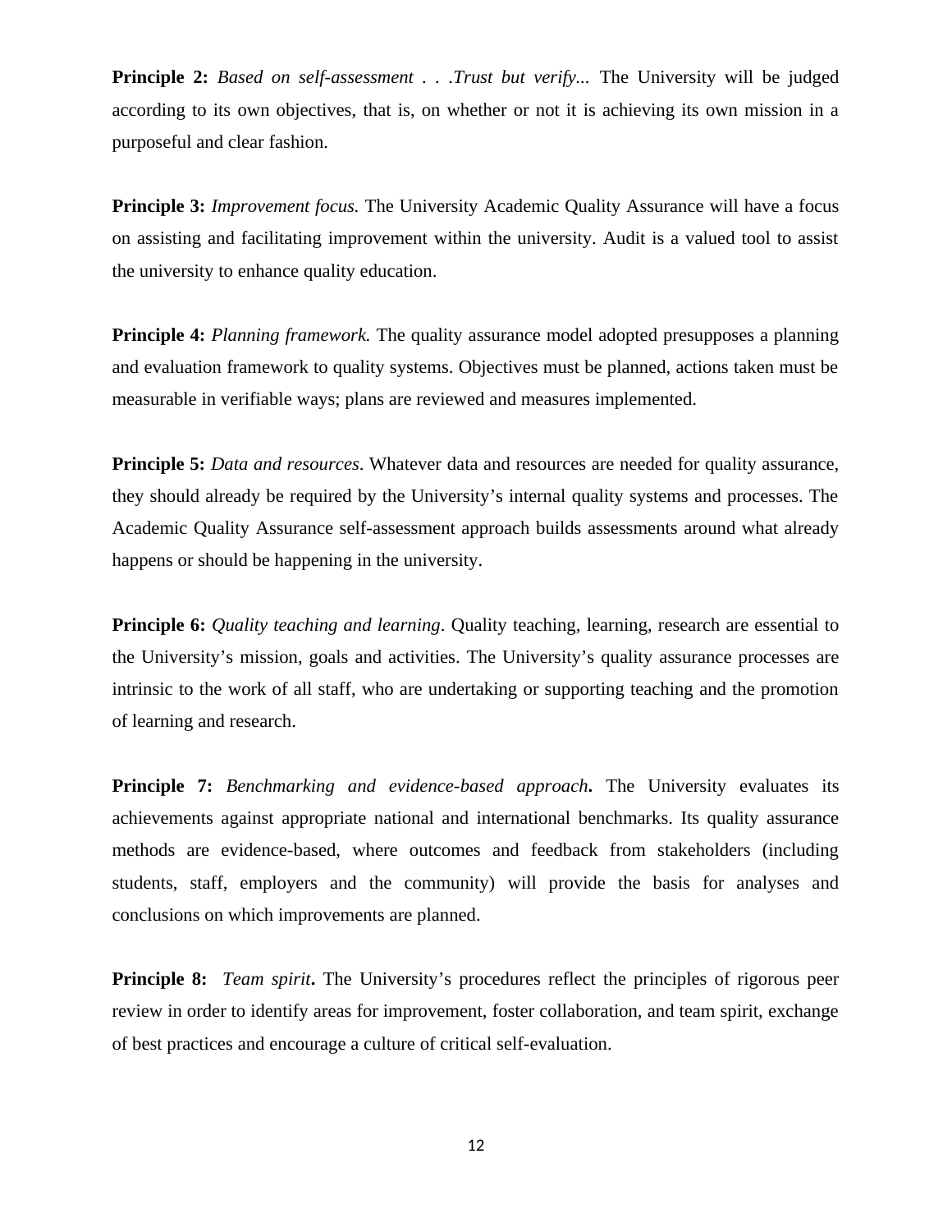**Principle 2:** *Based on self-assessment . . .Trust but verify...* The University will be judged according to its own objectives, that is, on whether or not it is achieving its own mission in a purposeful and clear fashion.

**Principle 3:** *Improvement focus.* The University Academic Quality Assurance will have a focus on assisting and facilitating improvement within the university. Audit is a valued tool to assist the university to enhance quality education.

**Principle 4:** *Planning framework.* The quality assurance model adopted presupposes a planning and evaluation framework to quality systems. Objectives must be planned, actions taken must be measurable in verifiable ways; plans are reviewed and measures implemented.

**Principle 5:** *Data and resources*. Whatever data and resources are needed for quality assurance, they should already be required by the University's internal quality systems and processes. The Academic Quality Assurance self-assessment approach builds assessments around what already happens or should be happening in the university.

**Principle 6:** *Quality teaching and learning*. Quality teaching, learning, research are essential to the University's mission, goals and activities. The University's quality assurance processes are intrinsic to the work of all staff, who are undertaking or supporting teaching and the promotion of learning and research.

**Principle 7:** *Benchmarking and evidence-based approach***.** The University evaluates its achievements against appropriate national and international benchmarks. Its quality assurance methods are evidence-based, where outcomes and feedback from stakeholders (including students, staff, employers and the community) will provide the basis for analyses and conclusions on which improvements are planned.

**Principle 8:** *Team spirit***.** The University's procedures reflect the principles of rigorous peer review in order to identify areas for improvement, foster collaboration, and team spirit, exchange of best practices and encourage a culture of critical self-evaluation.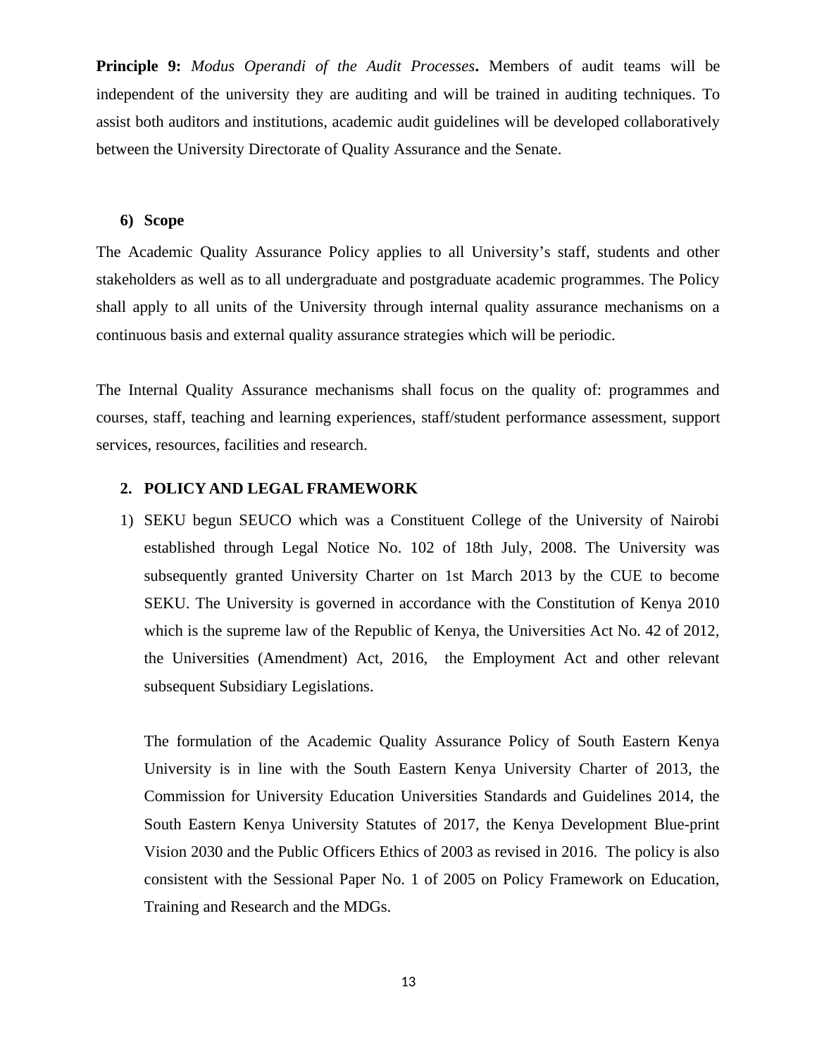**Principle 9:** *Modus Operandi of the Audit Processes***.** Members of audit teams will be independent of the university they are auditing and will be trained in auditing techniques. To assist both auditors and institutions, academic audit guidelines will be developed collaboratively between the University Directorate of Quality Assurance and the Senate.

### 6) Scope

The Academic Quality Assurance Policy applies to all University's staff, students and other stakeholders as well as to all undergraduate and postgraduate academic programmes. The Policy shall apply to all units of the University through internal quality assurance mechanisms on a continuous basis and external quality assurance strategies which will be periodic.

The Internal Quality Assurance mechanisms shall focus on the quality of: programmes and courses, staff, teaching and learning experiences, staff/student performance assessment, support services, resources, facilities and research.

## 2. POLICY AND LEGAL FRAMEWORK

1) SEKU begun SEUCO which was a Constituent College of the University of Nairobi established through Legal Notice No. 102 of 18th July, 2008. The University was subsequently granted University Charter on 1st March 2013 by the CUE to become SEKU. The University is governed in accordance with the Constitution of Kenya 2010 which is the supreme law of the Republic of Kenya, the Universities Act No. 42 of 2012, the Universities (Amendment) Act, 2016, the Employment Act and other relevant subsequent Subsidiary Legislations.

   The formulation of the Academic Quality Assurance Policy of South Eastern Kenya University is in line with the South Eastern Kenya University Charter of 2013, the Commission for University Education Universities Standards and Guidelines 2014, the South Eastern Kenya University Statutes of 2017, the Kenya Development Blue-print Vision 2030 and the Public Officers Ethics of 2003 as revised in 2016. The policy is also consistent with the Sessional Paper No. 1 of 2005 on Policy Framework on Education, Training and Research and the MDGs.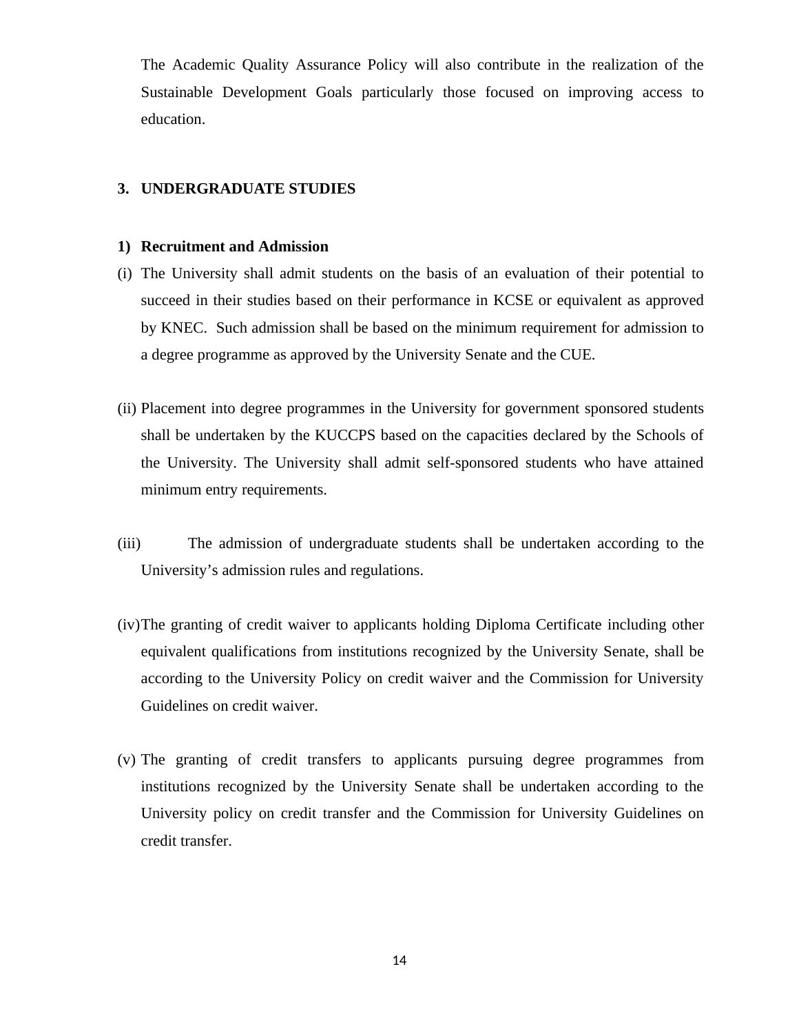The Academic Quality Assurance Policy will also contribute in the realization of the Sustainable Development Goals particularly those focused on improving access to education.

## 3. UNDERGRADUATE STUDIES

### 1) Recruitment and Admission

(i) The University shall admit students on the basis of an evaluation of their potential to succeed in their studies based on their performance in KCSE or equivalent as approved by KNEC. Such admission shall be based on the minimum requirement for admission to a degree programme as approved by the University Senate and the CUE.

(ii) Placement into degree programmes in the University for government sponsored students shall be undertaken by the KUCCPS based on the capacities declared by the Schools of the University. The University shall admit self-sponsored students who have attained minimum entry requirements.

(iii) The admission of undergraduate students shall be undertaken according to the University's admission rules and regulations.

(iv) The granting of credit waiver to applicants holding Diploma Certificate including other equivalent qualifications from institutions recognized by the University Senate, shall be according to the University Policy on credit waiver and the Commission for University Guidelines on credit waiver.

(v) The granting of credit transfers to applicants pursuing degree programmes from institutions recognized by the University Senate shall be undertaken according to the University policy on credit transfer and the Commission for University Guidelines on credit transfer.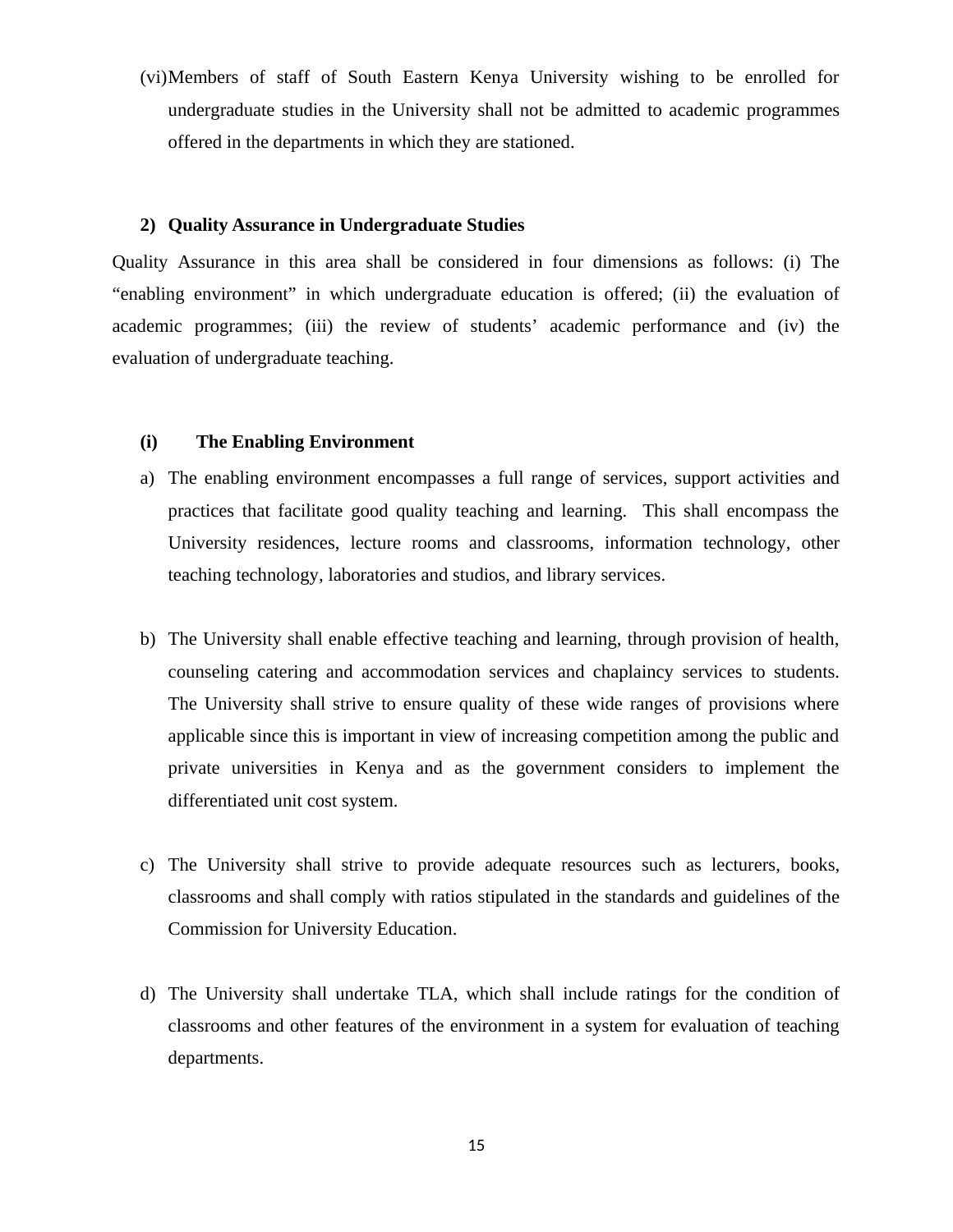(vi) Members of staff of South Eastern Kenya University wishing to be enrolled for undergraduate studies in the University shall not be admitted to academic programmes offered in the departments in which they are stationed.

**2) Quality Assurance in Undergraduate Studies**

Quality Assurance in this area shall be considered in four dimensions as follows: (i) The "enabling environment" in which undergraduate education is offered; (ii) the evaluation of academic programmes; (iii) the review of students' academic performance and (iv) the evaluation of undergraduate teaching.

**(i) The Enabling Environment**

a) The enabling environment encompasses a full range of services, support activities and practices that facilitate good quality teaching and learning. This shall encompass the University residences, lecture rooms and classrooms, information technology, other teaching technology, laboratories and studios, and library services.

b) The University shall enable effective teaching and learning, through provision of health, counseling catering and accommodation services and chaplaincy services to students. The University shall strive to ensure quality of these wide ranges of provisions where applicable since this is important in view of increasing competition among the public and private universities in Kenya and as the government considers to implement the differentiated unit cost system.

c) The University shall strive to provide adequate resources such as lecturers, books, classrooms and shall comply with ratios stipulated in the standards and guidelines of the Commission for University Education.

d) The University shall undertake TLA, which shall include ratings for the condition of classrooms and other features of the environment in a system for evaluation of teaching departments.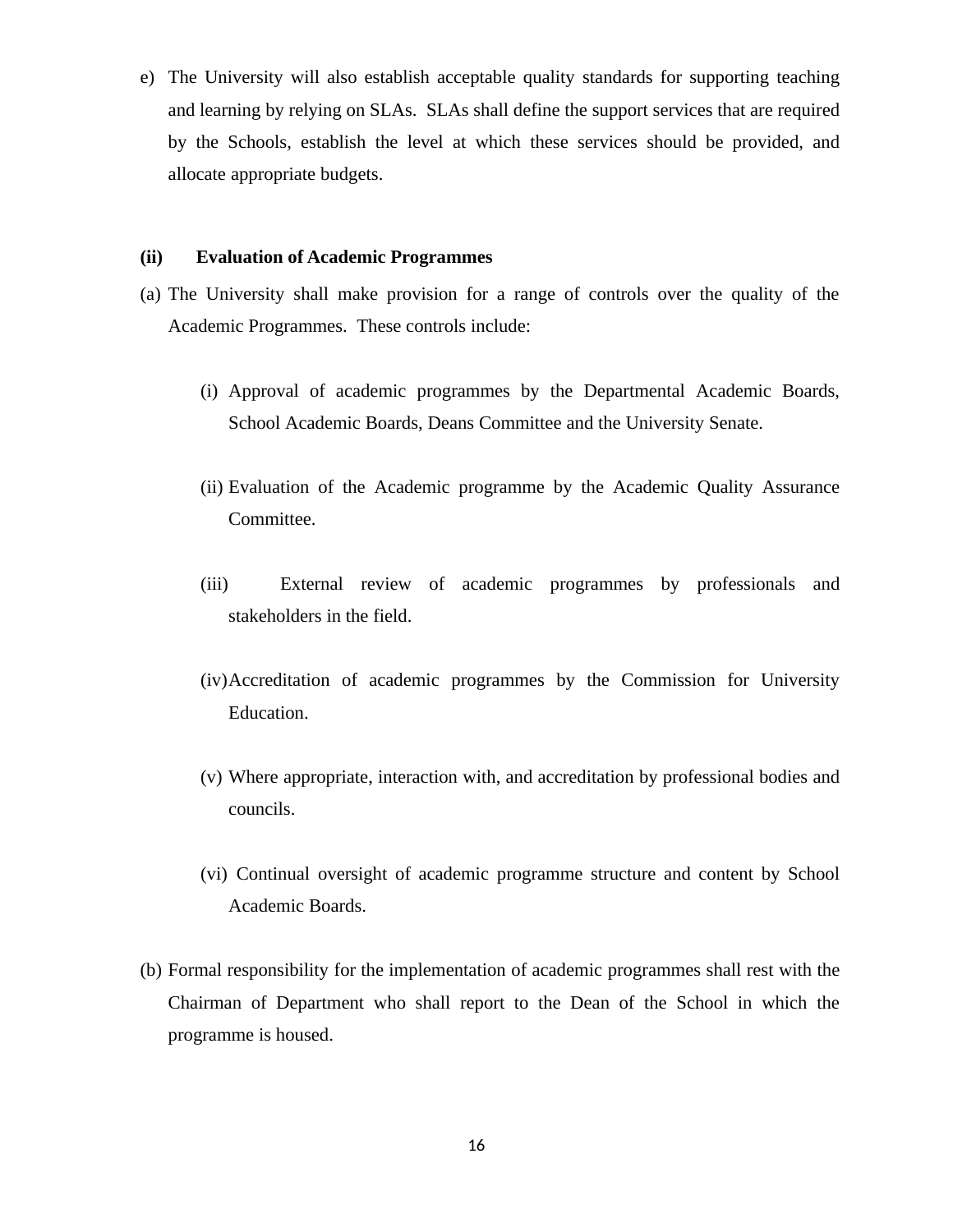e) The University will also establish acceptable quality standards for supporting teaching and learning by relying on SLAs. SLAs shall define the support services that are required by the Schools, establish the level at which these services should be provided, and allocate appropriate budgets.

**(ii) Evaluation of Academic Programmes**

(a) The University shall make provision for a range of controls over the quality of the Academic Programmes. These controls include:

(i) Approval of academic programmes by the Departmental Academic Boards, School Academic Boards, Deans Committee and the University Senate.

(ii) Evaluation of the Academic programme by the Academic Quality Assurance Committee.

(iii) External review of academic programmes by professionals and stakeholders in the field.

(iv) Accreditation of academic programmes by the Commission for University Education.

(v) Where appropriate, interaction with, and accreditation by professional bodies and councils.

(vi) Continual oversight of academic programme structure and content by School Academic Boards.

(b) Formal responsibility for the implementation of academic programmes shall rest with the Chairman of Department who shall report to the Dean of the School in which the programme is housed.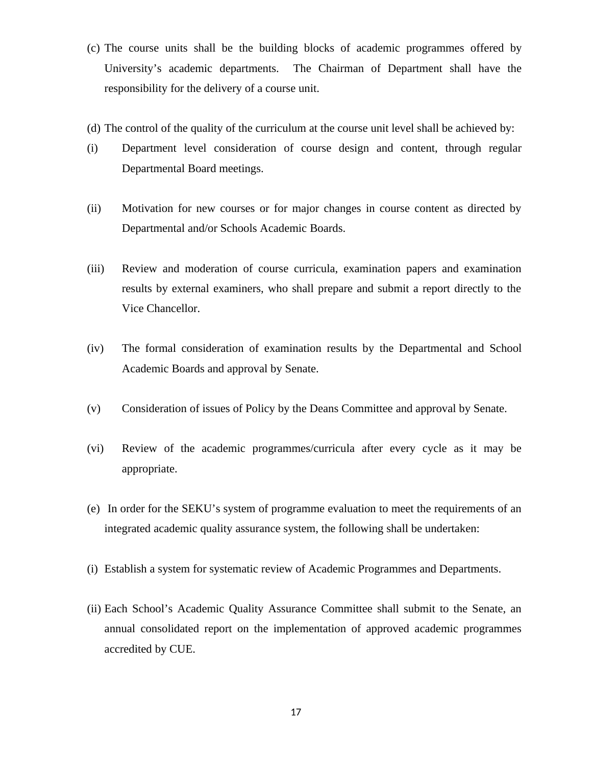(c) The course units shall be the building blocks of academic programmes offered by University's academic departments. The Chairman of Department shall have the responsibility for the delivery of a course unit.

(d) The control of the quality of the curriculum at the course unit level shall be achieved by:

(i) Department level consideration of course design and content, through regular Departmental Board meetings.

(ii) Motivation for new courses or for major changes in course content as directed by Departmental and/or Schools Academic Boards.

(iii) Review and moderation of course curricula, examination papers and examination results by external examiners, who shall prepare and submit a report directly to the Vice Chancellor.

(iv) The formal consideration of examination results by the Departmental and School Academic Boards and approval by Senate.

(v) Consideration of issues of Policy by the Deans Committee and approval by Senate.

(vi) Review of the academic programmes/curricula after every cycle as it may be appropriate.

(e) In order for the SEKU's system of programme evaluation to meet the requirements of an integrated academic quality assurance system, the following shall be undertaken:

(i) Establish a system for systematic review of Academic Programmes and Departments.

(ii) Each School's Academic Quality Assurance Committee shall submit to the Senate, an annual consolidated report on the implementation of approved academic programmes accredited by CUE.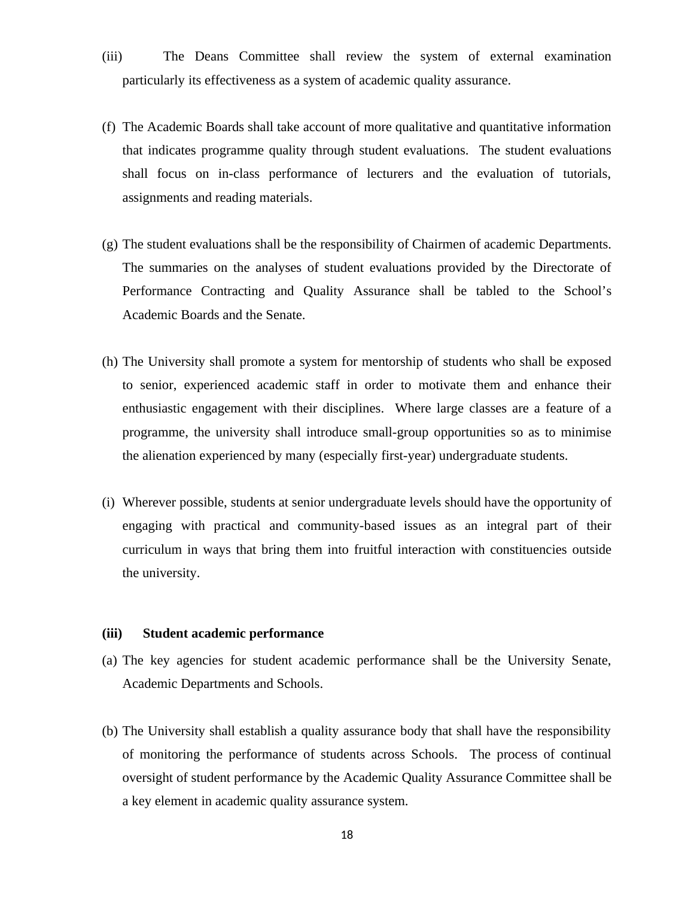(iii) The Deans Committee shall review the system of external examination particularly its effectiveness as a system of academic quality assurance.

(f) The Academic Boards shall take account of more qualitative and quantitative information that indicates programme quality through student evaluations. The student evaluations shall focus on in-class performance of lecturers and the evaluation of tutorials, assignments and reading materials.

(g) The student evaluations shall be the responsibility of Chairmen of academic Departments. The summaries on the analyses of student evaluations provided by the Directorate of Performance Contracting and Quality Assurance shall be tabled to the School's Academic Boards and the Senate.

(h) The University shall promote a system for mentorship of students who shall be exposed to senior, experienced academic staff in order to motivate them and enhance their enthusiastic engagement with their disciplines. Where large classes are a feature of a programme, the university shall introduce small-group opportunities so as to minimise the alienation experienced by many (especially first-year) undergraduate students.

(i) Wherever possible, students at senior undergraduate levels should have the opportunity of engaging with practical and community-based issues as an integral part of their curriculum in ways that bring them into fruitful interaction with constituencies outside the university.

**(iii) Student academic performance**

(a) The key agencies for student academic performance shall be the University Senate, Academic Departments and Schools.

(b) The University shall establish a quality assurance body that shall have the responsibility of monitoring the performance of students across Schools. The process of continual oversight of student performance by the Academic Quality Assurance Committee shall be a key element in academic quality assurance system.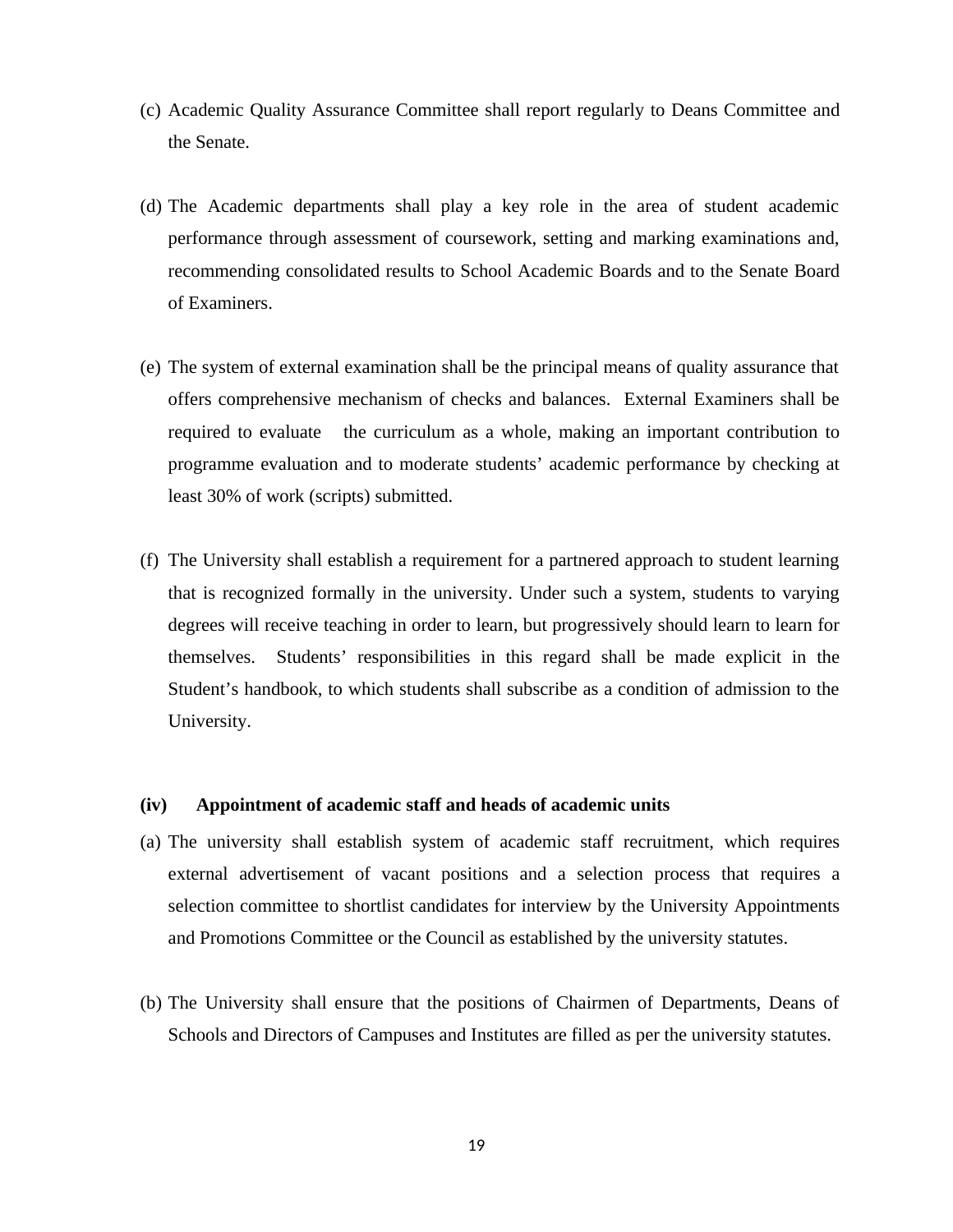(c) Academic Quality Assurance Committee shall report regularly to Deans Committee and the Senate.

(d) The Academic departments shall play a key role in the area of student academic performance through assessment of coursework, setting and marking examinations and, recommending consolidated results to School Academic Boards and to the Senate Board of Examiners.

(e) The system of external examination shall be the principal means of quality assurance that offers comprehensive mechanism of checks and balances. External Examiners shall be required to evaluate the curriculum as a whole, making an important contribution to programme evaluation and to moderate students' academic performance by checking at least 30% of work (scripts) submitted.

(f) The University shall establish a requirement for a partnered approach to student learning that is recognized formally in the university. Under such a system, students to varying degrees will receive teaching in order to learn, but progressively should learn to learn for themselves. Students' responsibilities in this regard shall be made explicit in the Student's handbook, to which students shall subscribe as a condition of admission to the University.

**(iv) Appointment of academic staff and heads of academic units**

(a) The university shall establish system of academic staff recruitment, which requires external advertisement of vacant positions and a selection process that requires a selection committee to shortlist candidates for interview by the University Appointments and Promotions Committee or the Council as established by the university statutes.

(b) The University shall ensure that the positions of Chairmen of Departments, Deans of Schools and Directors of Campuses and Institutes are filled as per the university statutes.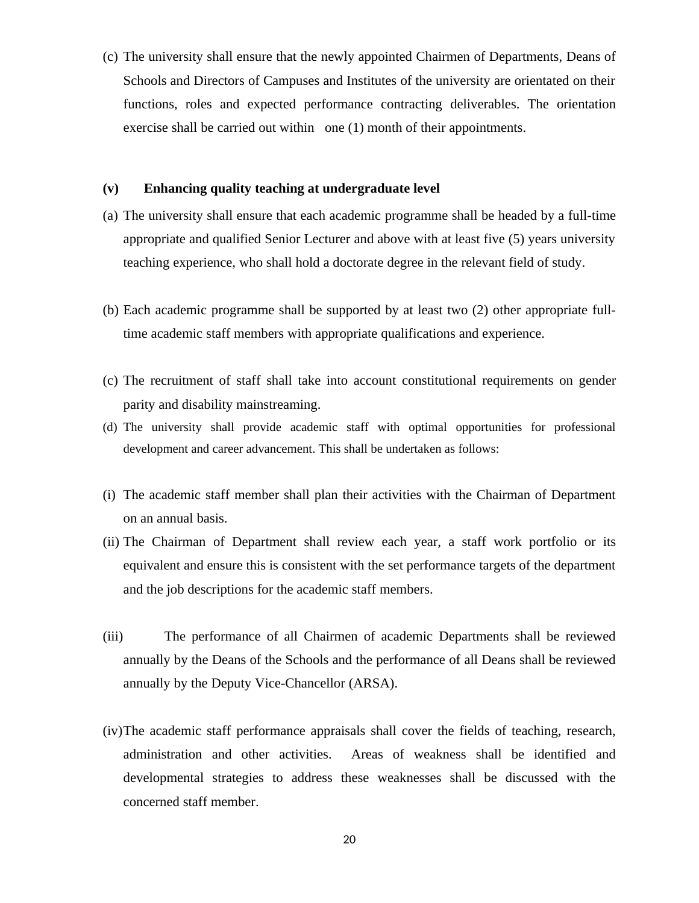(c) The university shall ensure that the newly appointed Chairmen of Departments, Deans of Schools and Directors of Campuses and Institutes of the university are orientated on their functions, roles and expected performance contracting deliverables. The orientation exercise shall be carried out within one (1) month of their appointments.

**(v) Enhancing quality teaching at undergraduate level**

(a) The university shall ensure that each academic programme shall be headed by a full-time appropriate and qualified Senior Lecturer and above with at least five (5) years university teaching experience, who shall hold a doctorate degree in the relevant field of study.

(b) Each academic programme shall be supported by at least two (2) other appropriate full-time academic staff members with appropriate qualifications and experience.

(c) The recruitment of staff shall take into account constitutional requirements on gender parity and disability mainstreaming.

(d) The university shall provide academic staff with optimal opportunities for professional development and career advancement. This shall be undertaken as follows:

(i) The academic staff member shall plan their activities with the Chairman of Department on an annual basis.

(ii) The Chairman of Department shall review each year, a staff work portfolio or its equivalent and ensure this is consistent with the set performance targets of the department and the job descriptions for the academic staff members.

(iii) The performance of all Chairmen of academic Departments shall be reviewed annually by the Deans of the Schools and the performance of all Deans shall be reviewed annually by the Deputy Vice-Chancellor (ARSA).

(iv) The academic staff performance appraisals shall cover the fields of teaching, research, administration and other activities. Areas of weakness shall be identified and developmental strategies to address these weaknesses shall be discussed with the concerned staff member.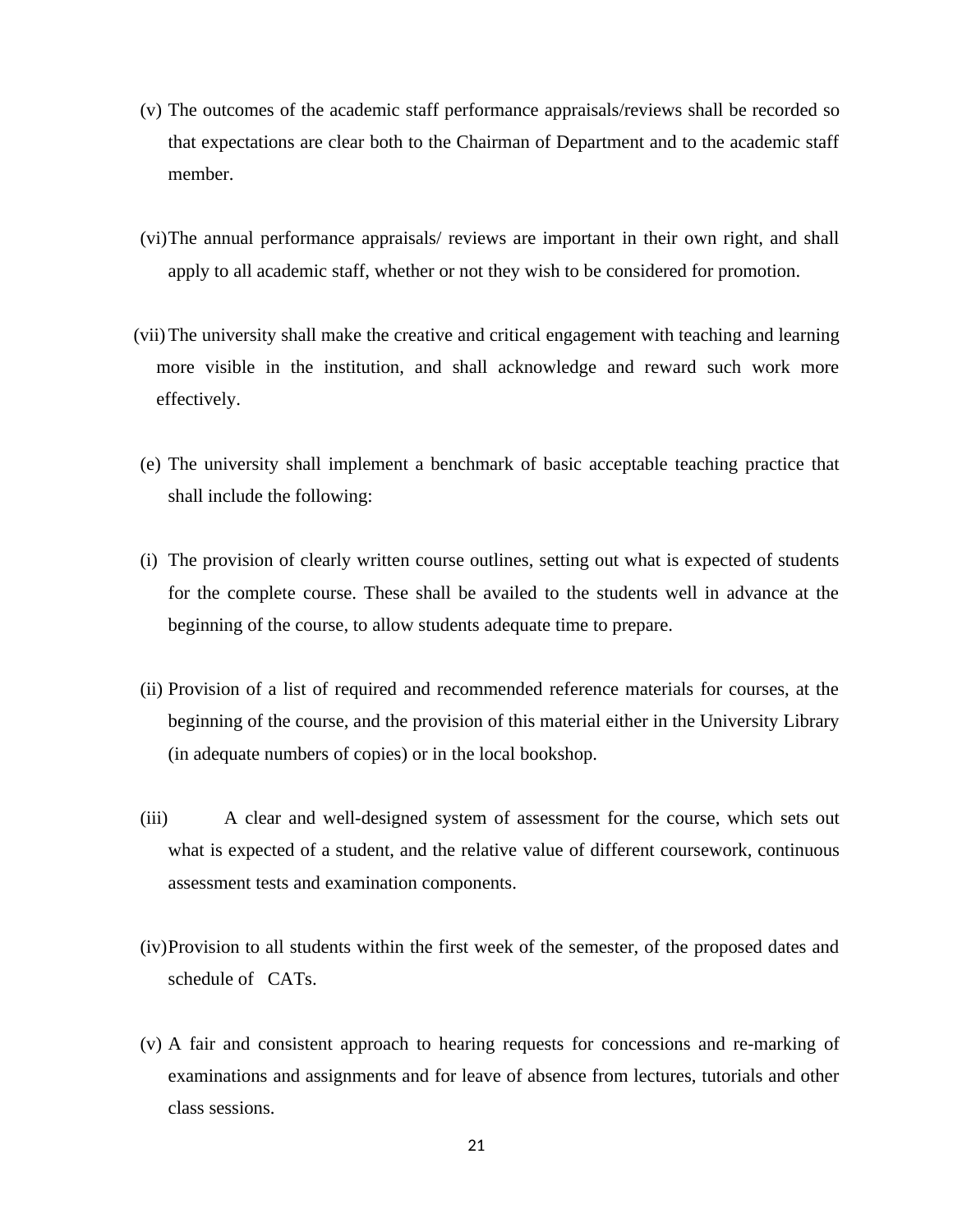(v) The outcomes of the academic staff performance appraisals/reviews shall be recorded so that expectations are clear both to the Chairman of Department and to the academic staff member.

(vi) The annual performance appraisals/ reviews are important in their own right, and shall apply to all academic staff, whether or not they wish to be considered for promotion.

(vii) The university shall make the creative and critical engagement with teaching and learning more visible in the institution, and shall acknowledge and reward such work more effectively.

(e) The university shall implement a benchmark of basic acceptable teaching practice that shall include the following:

(i) The provision of clearly written course outlines, setting out what is expected of students for the complete course. These shall be availed to the students well in advance at the beginning of the course, to allow students adequate time to prepare.

(ii) Provision of a list of required and recommended reference materials for courses, at the beginning of the course, and the provision of this material either in the University Library (in adequate numbers of copies) or in the local bookshop.

(iii) A clear and well-designed system of assessment for the course, which sets out what is expected of a student, and the relative value of different coursework, continuous assessment tests and examination components.

(iv) Provision to all students within the first week of the semester, of the proposed dates and schedule of CATs.

(v) A fair and consistent approach to hearing requests for concessions and re-marking of examinations and assignments and for leave of absence from lectures, tutorials and other class sessions.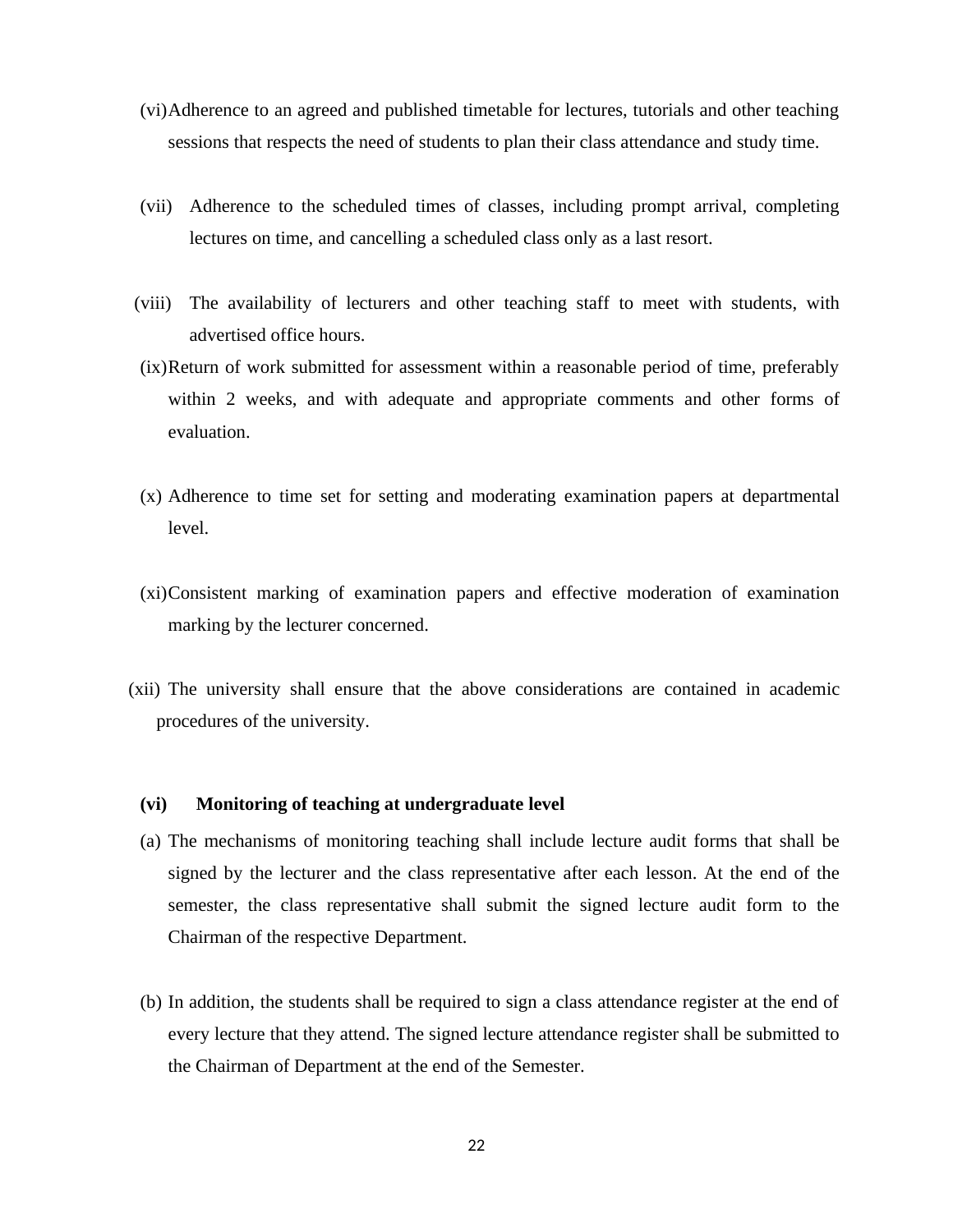(vi) Adherence to an agreed and published timetable for lectures, tutorials and other teaching sessions that respects the need of students to plan their class attendance and study time.

(vii) Adherence to the scheduled times of classes, including prompt arrival, completing lectures on time, and cancelling a scheduled class only as a last resort.

(viii) The availability of lecturers and other teaching staff to meet with students, with advertised office hours.

(ix) Return of work submitted for assessment within a reasonable period of time, preferably within 2 weeks, and with adequate and appropriate comments and other forms of evaluation.

(x) Adherence to time set for setting and moderating examination papers at departmental level.

(xi) Consistent marking of examination papers and effective moderation of examination marking by the lecturer concerned.

(xii) The university shall ensure that the above considerations are contained in academic procedures of the university.

**(vi) Monitoring of teaching at undergraduate level**

(a) The mechanisms of monitoring teaching shall include lecture audit forms that shall be signed by the lecturer and the class representative after each lesson. At the end of the semester, the class representative shall submit the signed lecture audit form to the Chairman of the respective Department.

(b) In addition, the students shall be required to sign a class attendance register at the end of every lecture that they attend. The signed lecture attendance register shall be submitted to the Chairman of Department at the end of the Semester.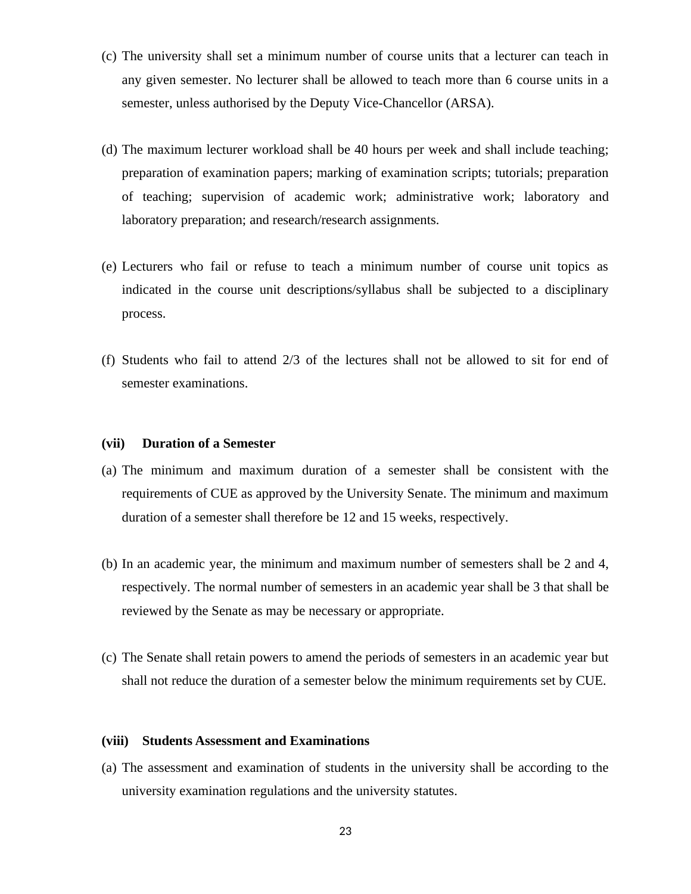(c) The university shall set a minimum number of course units that a lecturer can teach in any given semester. No lecturer shall be allowed to teach more than 6 course units in a semester, unless authorised by the Deputy Vice-Chancellor (ARSA).

(d) The maximum lecturer workload shall be 40 hours per week and shall include teaching; preparation of examination papers; marking of examination scripts; tutorials; preparation of teaching; supervision of academic work; administrative work; laboratory and laboratory preparation; and research/research assignments.

(e) Lecturers who fail or refuse to teach a minimum number of course unit topics as indicated in the course unit descriptions/syllabus shall be subjected to a disciplinary process.

(f) Students who fail to attend 2/3 of the lectures shall not be allowed to sit for end of semester examinations.

**(vii) Duration of a Semester**

(a) The minimum and maximum duration of a semester shall be consistent with the requirements of CUE as approved by the University Senate. The minimum and maximum duration of a semester shall therefore be 12 and 15 weeks, respectively.

(b) In an academic year, the minimum and maximum number of semesters shall be 2 and 4, respectively. The normal number of semesters in an academic year shall be 3 that shall be reviewed by the Senate as may be necessary or appropriate.

(c) The Senate shall retain powers to amend the periods of semesters in an academic year but shall not reduce the duration of a semester below the minimum requirements set by CUE.

**(viii) Students Assessment and Examinations**

(a) The assessment and examination of students in the university shall be according to the university examination regulations and the university statutes.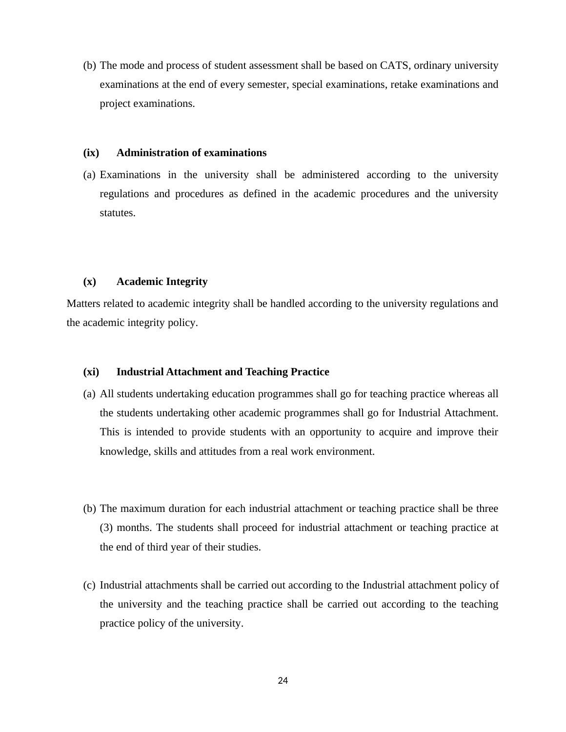(b) The mode and process of student assessment shall be based on CATS, ordinary university examinations at the end of every semester, special examinations, retake examinations and project examinations.

**(ix) Administration of examinations**

(a) Examinations in the university shall be administered according to the university regulations and procedures as defined in the academic procedures and the university statutes.

**(x) Academic Integrity**

Matters related to academic integrity shall be handled according to the university regulations and the academic integrity policy.

**(xi) Industrial Attachment and Teaching Practice**

(a) All students undertaking education programmes shall go for teaching practice whereas all the students undertaking other academic programmes shall go for Industrial Attachment. This is intended to provide students with an opportunity to acquire and improve their knowledge, skills and attitudes from a real work environment.

(b) The maximum duration for each industrial attachment or teaching practice shall be three (3) months. The students shall proceed for industrial attachment or teaching practice at the end of third year of their studies.

(c) Industrial attachments shall be carried out according to the Industrial attachment policy of the university and the teaching practice shall be carried out according to the teaching practice policy of the university.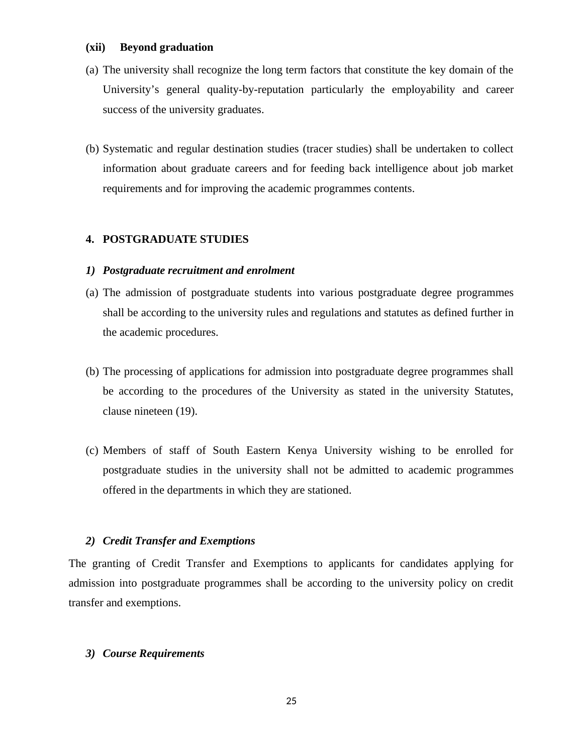**(xii) Beyond graduation**

(a) The university shall recognize the long term factors that constitute the key domain of the University's general quality-by-reputation particularly the employability and career success of the university graduates.

(b) Systematic and regular destination studies (tracer studies) shall be undertaken to collect information about graduate careers and for feeding back intelligence about job market requirements and for improving the academic programmes contents.

## 4. POSTGRADUATE STUDIES

### *1) Postgraduate recruitment and enrolment*

(a) The admission of postgraduate students into various postgraduate degree programmes shall be according to the university rules and regulations and statutes as defined further in the academic procedures.

(b) The processing of applications for admission into postgraduate degree programmes shall be according to the procedures of the University as stated in the university Statutes, clause nineteen (19).

(c) Members of staff of South Eastern Kenya University wishing to be enrolled for postgraduate studies in the university shall not be admitted to academic programmes offered in the departments in which they are stationed.

### *2) Credit Transfer and Exemptions*

The granting of Credit Transfer and Exemptions to applicants for candidates applying for admission into postgraduate programmes shall be according to the university policy on credit transfer and exemptions.

### *3) Course Requirements*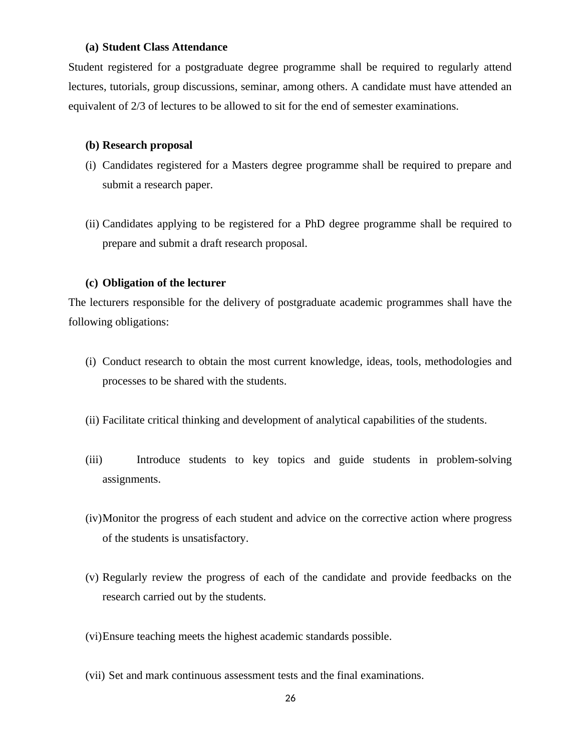**(a) Student Class Attendance**

Student registered for a postgraduate degree programme shall be required to regularly attend lectures, tutorials, group discussions, seminar, among others. A candidate must have attended an equivalent of 2/3 of lectures to be allowed to sit for the end of semester examinations.

**(b) Research proposal**

(i) Candidates registered for a Masters degree programme shall be required to prepare and submit a research paper.

(ii) Candidates applying to be registered for a PhD degree programme shall be required to prepare and submit a draft research proposal.

**(c) Obligation of the lecturer**

The lecturers responsible for the delivery of postgraduate academic programmes shall have the following obligations:

(i) Conduct research to obtain the most current knowledge, ideas, tools, methodologies and processes to be shared with the students.

(ii) Facilitate critical thinking and development of analytical capabilities of the students.

(iii) Introduce students to key topics and guide students in problem-solving assignments.

(iv) Monitor the progress of each student and advice on the corrective action where progress of the students is unsatisfactory.

(v) Regularly review the progress of each of the candidate and provide feedbacks on the research carried out by the students.

(vi) Ensure teaching meets the highest academic standards possible.

(vii) Set and mark continuous assessment tests and the final examinations.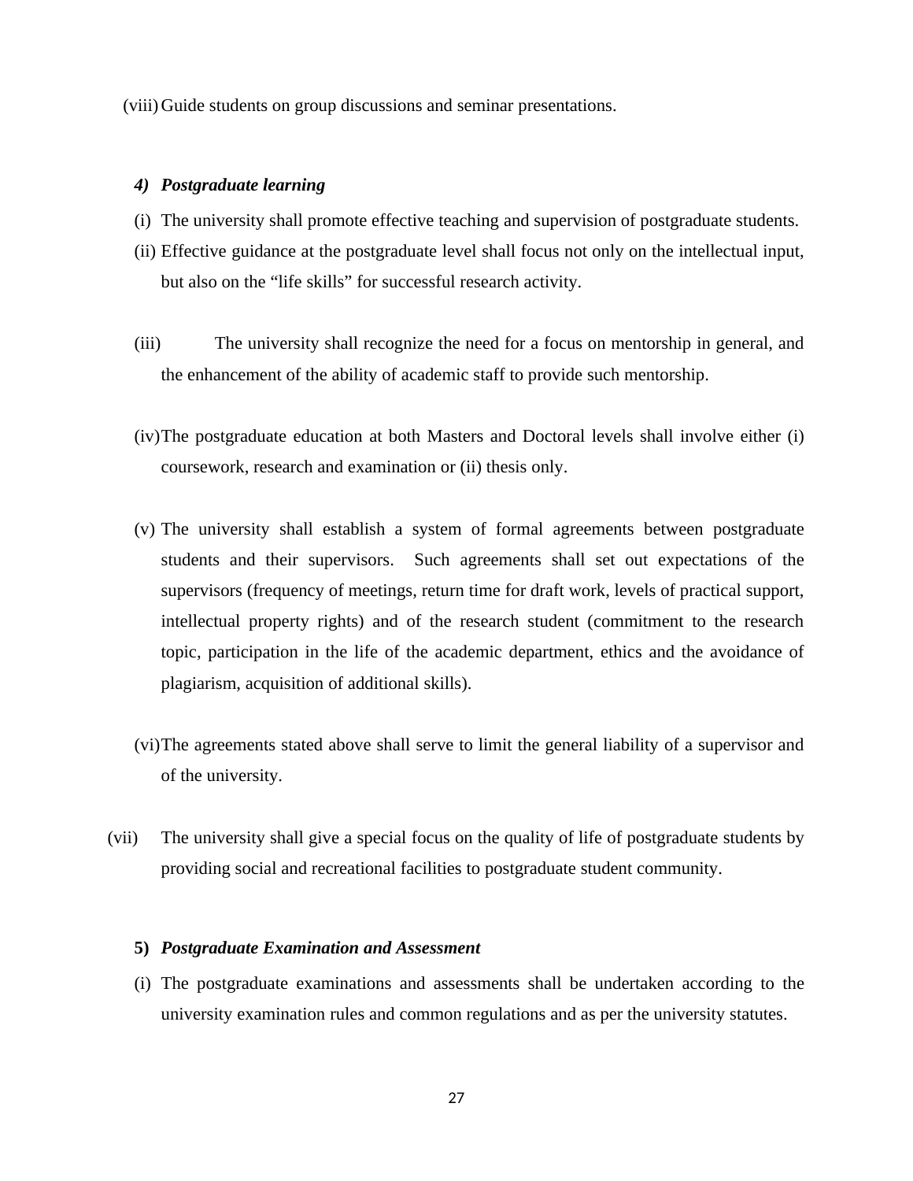(viii) Guide students on group discussions and seminar presentations.

***4) Postgraduate learning***

(i) The university shall promote effective teaching and supervision of postgraduate students.

(ii) Effective guidance at the postgraduate level shall focus not only on the intellectual input, but also on the "life skills" for successful research activity.

(iii) The university shall recognize the need for a focus on mentorship in general, and the enhancement of the ability of academic staff to provide such mentorship.

(iv) The postgraduate education at both Masters and Doctoral levels shall involve either (i) coursework, research and examination or (ii) thesis only.

(v) The university shall establish a system of formal agreements between postgraduate students and their supervisors. Such agreements shall set out expectations of the supervisors (frequency of meetings, return time for draft work, levels of practical support, intellectual property rights) and of the research student (commitment to the research topic, participation in the life of the academic department, ethics and the avoidance of plagiarism, acquisition of additional skills).

(vi) The agreements stated above shall serve to limit the general liability of a supervisor and of the university.

(vii) The university shall give a special focus on the quality of life of postgraduate students by providing social and recreational facilities to postgraduate student community.

**5)** ***Postgraduate Examination and Assessment***

(i) The postgraduate examinations and assessments shall be undertaken according to the university examination rules and common regulations and as per the university statutes.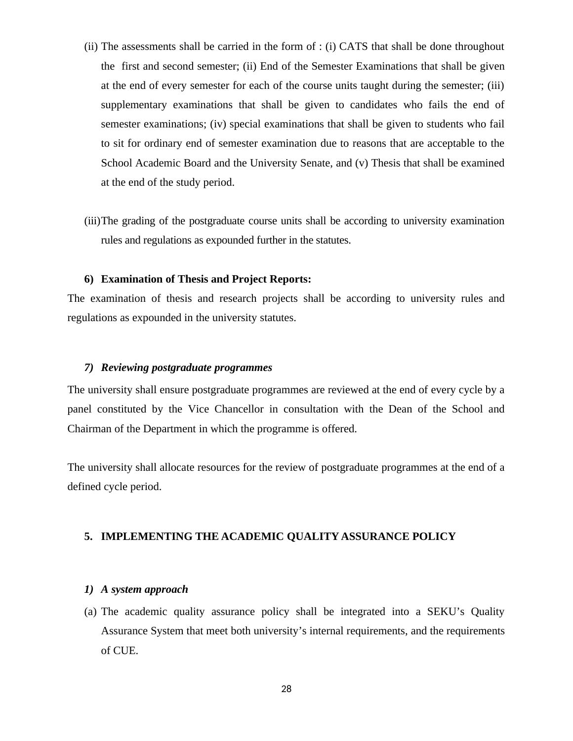(ii) The assessments shall be carried in the form of : (i) CATS that shall be done throughout the first and second semester; (ii) End of the Semester Examinations that shall be given at the end of every semester for each of the course units taught during the semester; (iii) supplementary examinations that shall be given to candidates who fails the end of semester examinations; (iv) special examinations that shall be given to students who fail to sit for ordinary end of semester examination due to reasons that are acceptable to the School Academic Board and the University Senate, and (v) Thesis that shall be examined at the end of the study period.

(iii) The grading of the postgraduate course units shall be according to university examination rules and regulations as expounded further in the statutes.

**6) Examination of Thesis and Project Reports:**

The examination of thesis and research projects shall be according to university rules and regulations as expounded in the university statutes.

***7) Reviewing postgraduate programmes***

The university shall ensure postgraduate programmes are reviewed at the end of every cycle by a panel constituted by the Vice Chancellor in consultation with the Dean of the School and Chairman of the Department in which the programme is offered.

The university shall allocate resources for the review of postgraduate programmes at the end of a defined cycle period.

## 5. IMPLEMENTING THE ACADEMIC QUALITY ASSURANCE POLICY

***1) A system approach***

(a) The academic quality assurance policy shall be integrated into a SEKU's Quality Assurance System that meet both university's internal requirements, and the requirements of CUE.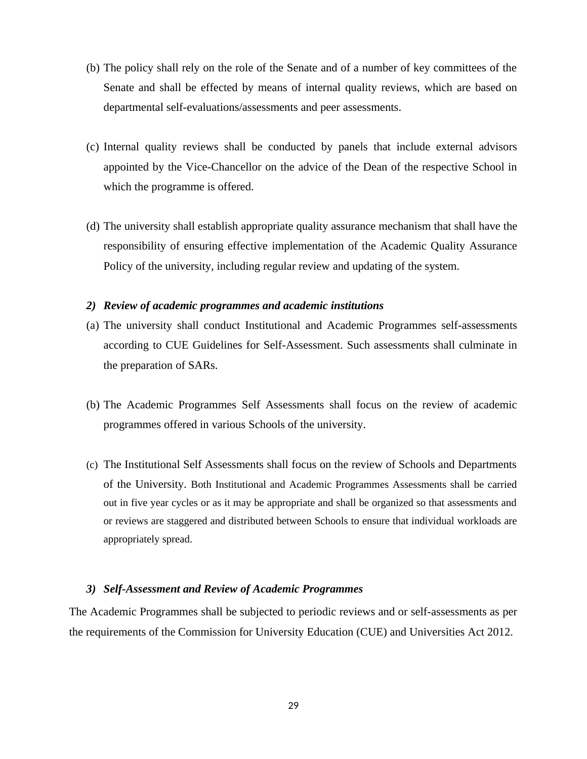(b) The policy shall rely on the role of the Senate and of a number of key committees of the Senate and shall be effected by means of internal quality reviews, which are based on departmental self-evaluations/assessments and peer assessments.

(c) Internal quality reviews shall be conducted by panels that include external advisors appointed by the Vice-Chancellor on the advice of the Dean of the respective School in which the programme is offered.

(d) The university shall establish appropriate quality assurance mechanism that shall have the responsibility of ensuring effective implementation of the Academic Quality Assurance Policy of the university, including regular review and updating of the system.

***2) Review of academic programmes and academic institutions***

(a) The university shall conduct Institutional and Academic Programmes self-assessments according to CUE Guidelines for Self-Assessment. Such assessments shall culminate in the preparation of SARs.

(b) The Academic Programmes Self Assessments shall focus on the review of academic programmes offered in various Schools of the university.

(c) The Institutional Self Assessments shall focus on the review of Schools and Departments of the University. Both Institutional and Academic Programmes Assessments shall be carried out in five year cycles or as it may be appropriate and shall be organized so that assessments and or reviews are staggered and distributed between Schools to ensure that individual workloads are appropriately spread.

***3) Self-Assessment and Review of Academic Programmes***

The Academic Programmes shall be subjected to periodic reviews and or self-assessments as per the requirements of the Commission for University Education (CUE) and Universities Act 2012.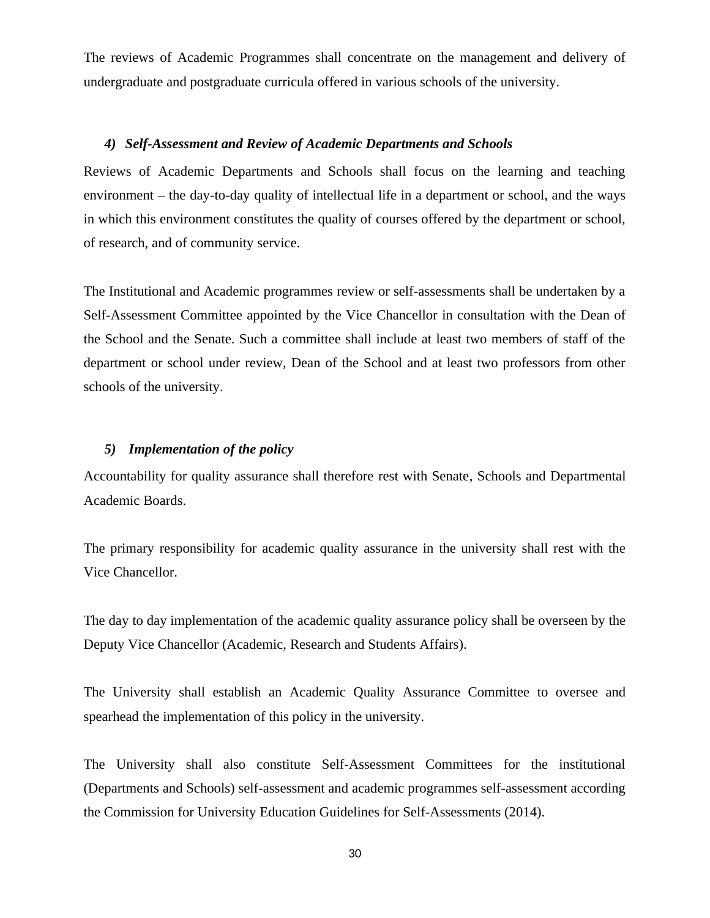The reviews of Academic Programmes shall concentrate on the management and delivery of undergraduate and postgraduate curricula offered in various schools of the university.

#### *4) Self-Assessment and Review of Academic Departments and Schools*

Reviews of Academic Departments and Schools shall focus on the learning and teaching environment – the day-to-day quality of intellectual life in a department or school, and the ways in which this environment constitutes the quality of courses offered by the department or school, of research, and of community service.

The Institutional and Academic programmes review or self-assessments shall be undertaken by a Self-Assessment Committee appointed by the Vice Chancellor in consultation with the Dean of the School and the Senate. Such a committee shall include at least two members of staff of the department or school under review, Dean of the School and at least two professors from other schools of the university.

#### *5) Implementation of the policy*

Accountability for quality assurance shall therefore rest with Senate, Schools and Departmental Academic Boards.

The primary responsibility for academic quality assurance in the university shall rest with the Vice Chancellor.

The day to day implementation of the academic quality assurance policy shall be overseen by the Deputy Vice Chancellor (Academic, Research and Students Affairs).

The University shall establish an Academic Quality Assurance Committee to oversee and spearhead the implementation of this policy in the university.

The University shall also constitute Self-Assessment Committees for the institutional (Departments and Schools) self-assessment and academic programmes self-assessment according the Commission for University Education Guidelines for Self-Assessments (2014).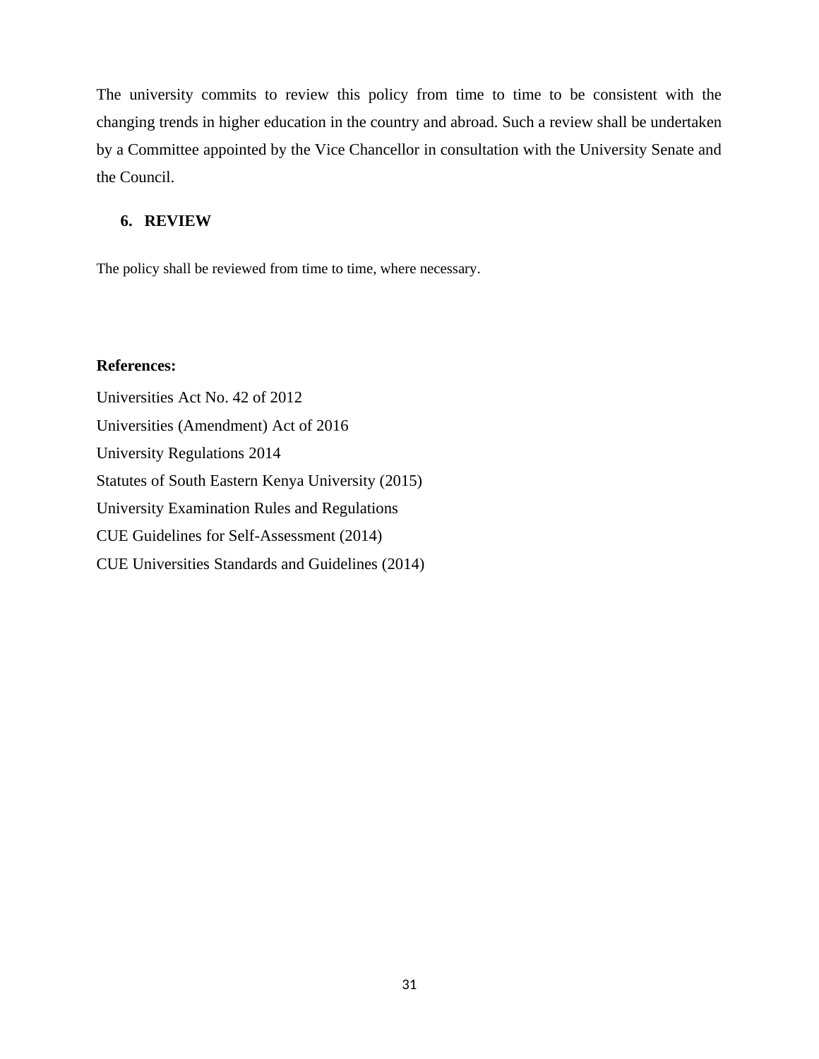The university commits to review this policy from time to time to be consistent with the changing trends in higher education in the country and abroad. Such a review shall be undertaken by a Committee appointed by the Vice Chancellor in consultation with the University Senate and the Council.

## 6. REVIEW

The policy shall be reviewed from time to time, where necessary.

**References:**

Universities Act No. 42 of 2012

Universities (Amendment) Act of 2016

University Regulations 2014

Statutes of South Eastern Kenya University (2015)

University Examination Rules and Regulations

CUE Guidelines for Self-Assessment (2014)

CUE Universities Standards and Guidelines (2014)